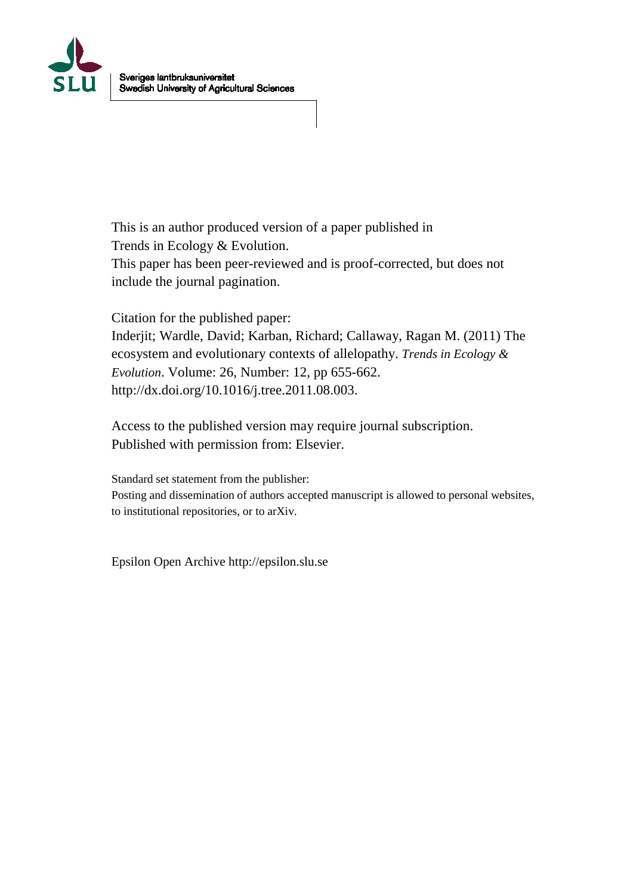Sveriges lantbruksuniversitet
Swedish University of Agricultural Sciences

This is an author produced version of a paper published in
Trends in Ecology & Evolution.
This paper has been peer-reviewed and is proof-corrected, but does not include the journal pagination.

Citation for the published paper:
Inderjit; Wardle, David; Karban, Richard; Callaway, Ragan M. (2011) The ecosystem and evolutionary contexts of allelopathy. *Trends in Ecology & Evolution*. Volume: 26, Number: 12, pp 655-662.
http://dx.doi.org/10.1016/j.tree.2011.08.003.

Access to the published version may require journal subscription.
Published with permission from: Elsevier.

Standard set statement from the publisher:
Posting and dissemination of authors accepted manuscript is allowed to personal websites, to institutional repositories, or to arXiv.

Epsilon Open Archive http://epsilon.slu.se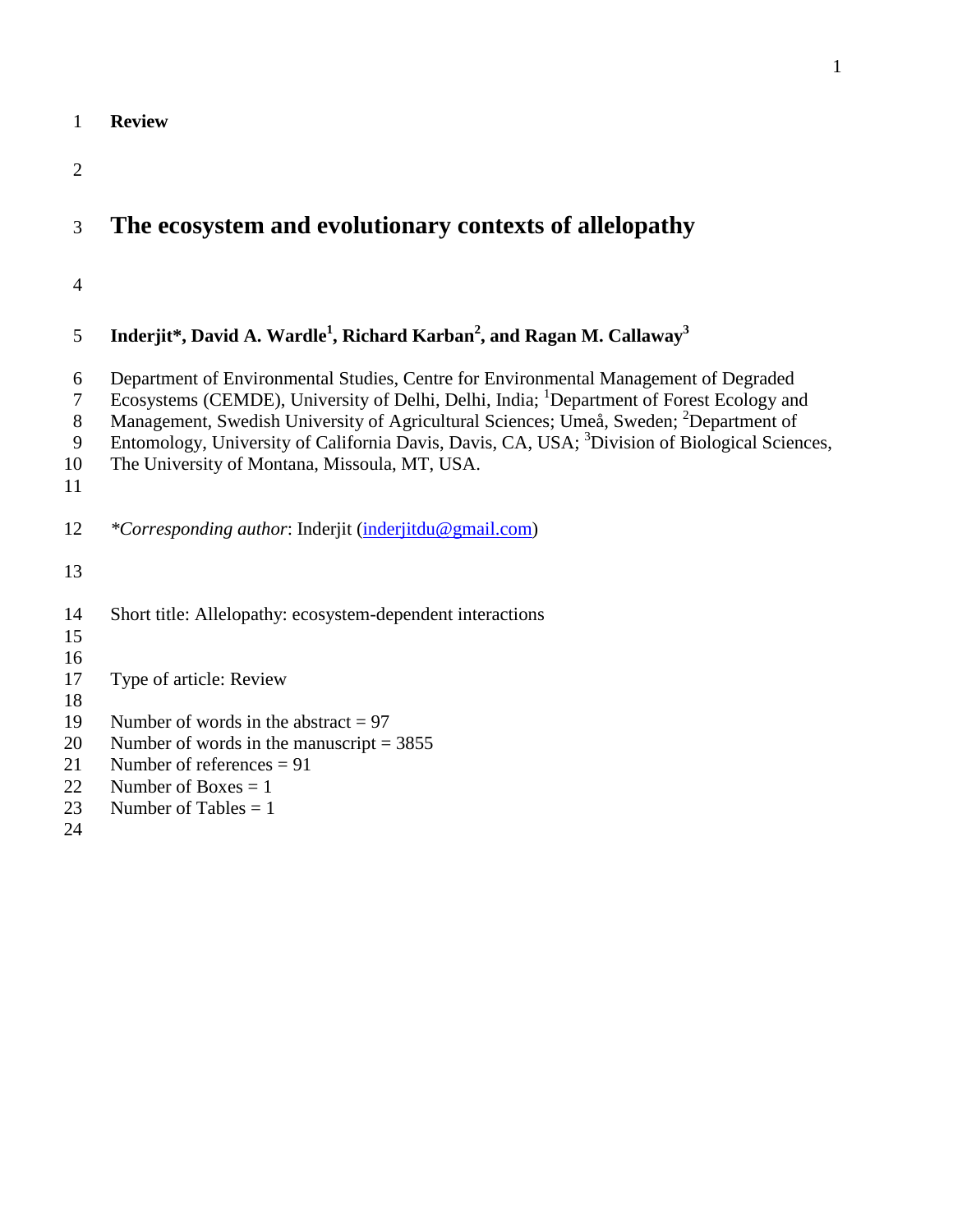**Review**

# The ecosystem and evolutionary contexts of allelopathy

**Inderjit*, David A. Wardle[1], Richard Karban[2], and Ragan M. Callaway[3]**

Department of Environmental Studies, Centre for Environmental Management of Degraded Ecosystems (CEMDE), University of Delhi, Delhi, India; [1]Department of Forest Ecology and Management, Swedish University of Agricultural Sciences; Umeå, Sweden; [2]Department of Entomology, University of California Davis, Davis, CA, USA; [3]Division of Biological Sciences, The University of Montana, Missoula, MT, USA.

*Corresponding author*: Inderjit (inderjitdu@gmail.com)

Short title: Allelopathy: ecosystem-dependent interactions

Type of article: Review

Number of words in the abstract = 97
Number of words in the manuscript = 3855
Number of references = 91
Number of Boxes = 1
Number of Tables = 1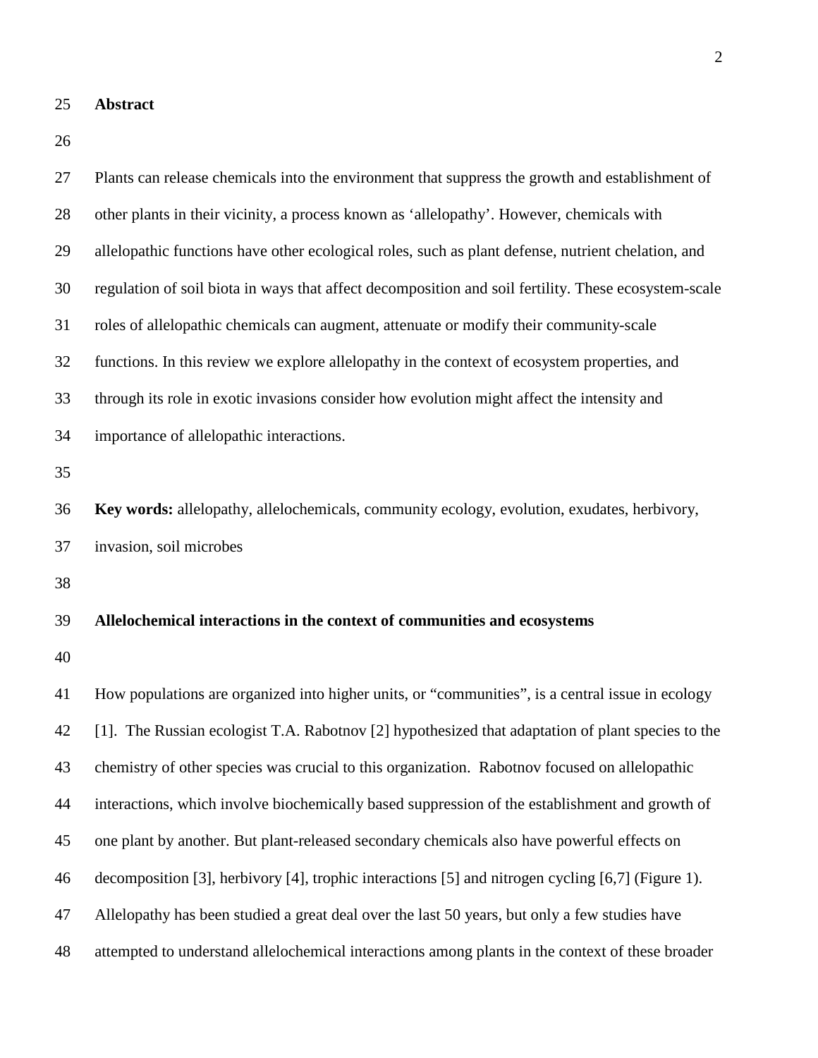## Abstract

Plants can release chemicals into the environment that suppress the growth and establishment of other plants in their vicinity, a process known as 'allelopathy'. However, chemicals with allelopathic functions have other ecological roles, such as plant defense, nutrient chelation, and regulation of soil biota in ways that affect decomposition and soil fertility. These ecosystem-scale roles of allelopathic chemicals can augment, attenuate or modify their community-scale functions. In this review we explore allelopathy in the context of ecosystem properties, and through its role in exotic invasions consider how evolution might affect the intensity and importance of allelopathic interactions.

**Key words:** allelopathy, allelochemicals, community ecology, evolution, exudates, herbivory, invasion, soil microbes

## Allelochemical interactions in the context of communities and ecosystems

How populations are organized into higher units, or "communities", is a central issue in ecology [1]. The Russian ecologist T.A. Rabotnov [2] hypothesized that adaptation of plant species to the chemistry of other species was crucial to this organization. Rabotnov focused on allelopathic interactions, which involve biochemically based suppression of the establishment and growth of one plant by another. But plant-released secondary chemicals also have powerful effects on decomposition [3], herbivory [4], trophic interactions [5] and nitrogen cycling [6,7] (Figure 1). Allelopathy has been studied a great deal over the last 50 years, but only a few studies have attempted to understand allelochemical interactions among plants in the context of these broader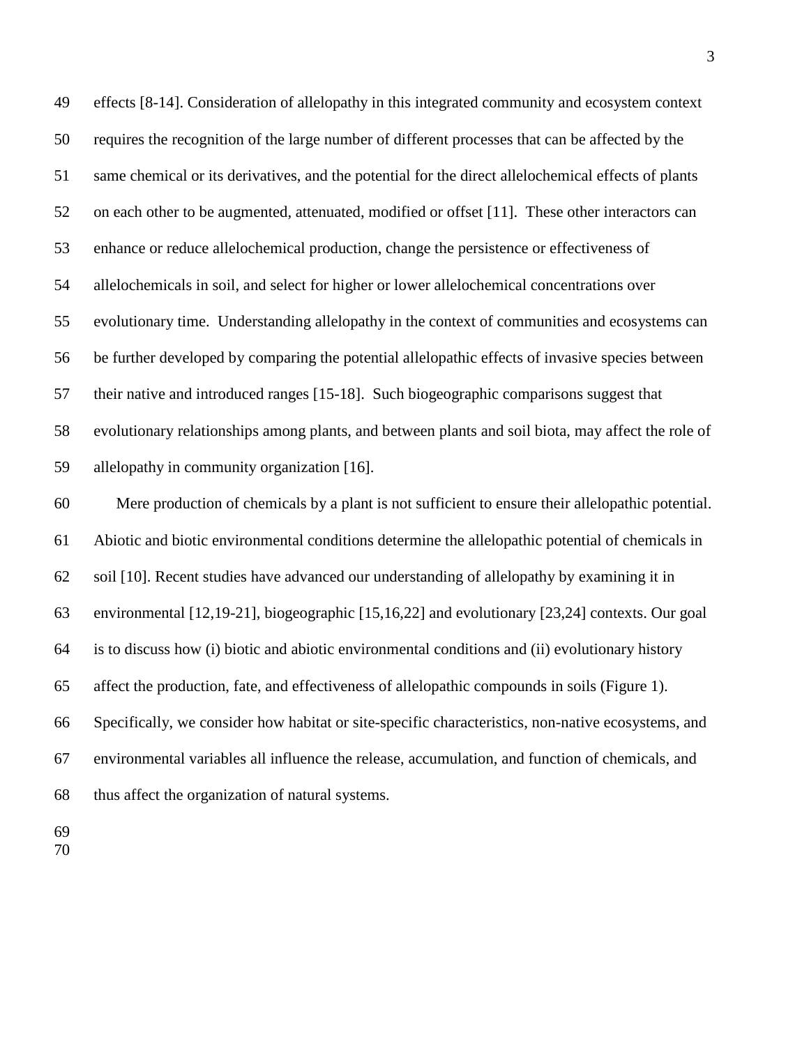effects [8-14]. Consideration of allelopathy in this integrated community and ecosystem context requires the recognition of the large number of different processes that can be affected by the same chemical or its derivatives, and the potential for the direct allelochemical effects of plants on each other to be augmented, attenuated, modified or offset [11]. These other interactors can enhance or reduce allelochemical production, change the persistence or effectiveness of allelochemicals in soil, and select for higher or lower allelochemical concentrations over evolutionary time. Understanding allelopathy in the context of communities and ecosystems can be further developed by comparing the potential allelopathic effects of invasive species between their native and introduced ranges [15-18]. Such biogeographic comparisons suggest that evolutionary relationships among plants, and between plants and soil biota, may affect the role of allelopathy in community organization [16].

Mere production of chemicals by a plant is not sufficient to ensure their allelopathic potential. Abiotic and biotic environmental conditions determine the allelopathic potential of chemicals in soil [10]. Recent studies have advanced our understanding of allelopathy by examining it in environmental [12,19-21], biogeographic [15,16,22] and evolutionary [23,24] contexts. Our goal is to discuss how (i) biotic and abiotic environmental conditions and (ii) evolutionary history affect the production, fate, and effectiveness of allelopathic compounds in soils (Figure 1). Specifically, we consider how habitat or site-specific characteristics, non-native ecosystems, and environmental variables all influence the release, accumulation, and function of chemicals, and thus affect the organization of natural systems.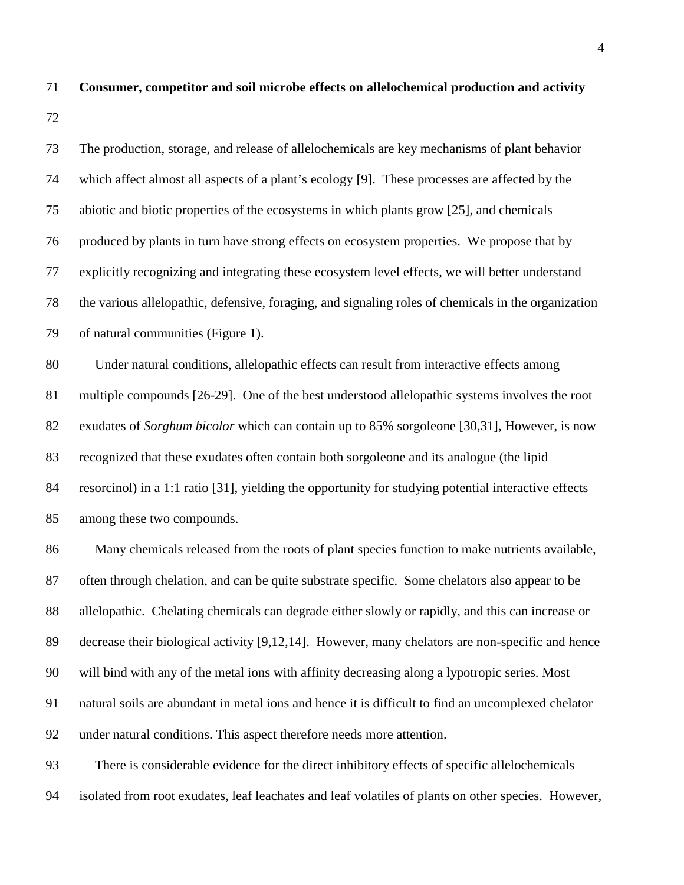**Consumer, competitor and soil microbe effects on allelochemical production and activity**

The production, storage, and release of allelochemicals are key mechanisms of plant behavior which affect almost all aspects of a plant's ecology [9]. These processes are affected by the abiotic and biotic properties of the ecosystems in which plants grow [25], and chemicals produced by plants in turn have strong effects on ecosystem properties. We propose that by explicitly recognizing and integrating these ecosystem level effects, we will better understand the various allelopathic, defensive, foraging, and signaling roles of chemicals in the organization of natural communities (Figure 1).

Under natural conditions, allelopathic effects can result from interactive effects among multiple compounds [26-29]. One of the best understood allelopathic systems involves the root exudates of *Sorghum bicolor* which can contain up to 85% sorgoleone [30,31], However, is now recognized that these exudates often contain both sorgoleone and its analogue (the lipid resorcinol) in a 1:1 ratio [31], yielding the opportunity for studying potential interactive effects among these two compounds.

Many chemicals released from the roots of plant species function to make nutrients available, often through chelation, and can be quite substrate specific. Some chelators also appear to be allelopathic. Chelating chemicals can degrade either slowly or rapidly, and this can increase or decrease their biological activity [9,12,14]. However, many chelators are non-specific and hence will bind with any of the metal ions with affinity decreasing along a lypotropic series. Most natural soils are abundant in metal ions and hence it is difficult to find an uncomplexed chelator under natural conditions. This aspect therefore needs more attention.

There is considerable evidence for the direct inhibitory effects of specific allelochemicals isolated from root exudates, leaf leachates and leaf volatiles of plants on other species. However,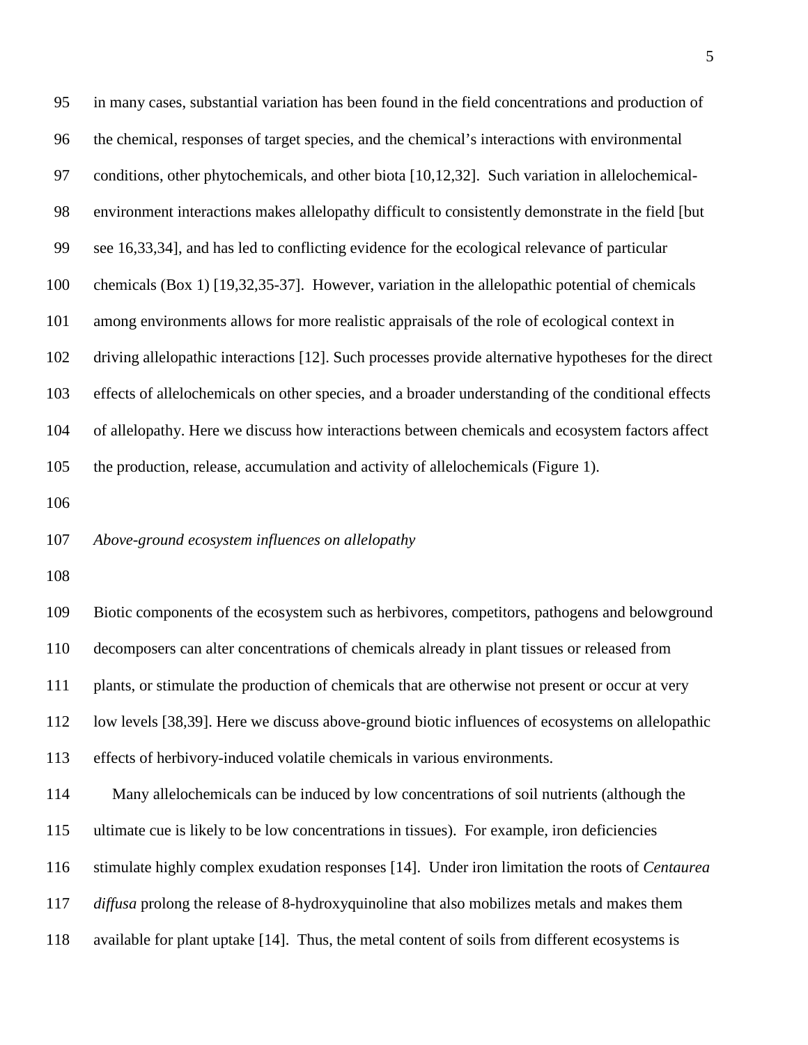in many cases, substantial variation has been found in the field concentrations and production of the chemical, responses of target species, and the chemical's interactions with environmental conditions, other phytochemicals, and other biota [10,12,32]. Such variation in allelochemical-environment interactions makes allelopathy difficult to consistently demonstrate in the field [but see 16,33,34], and has led to conflicting evidence for the ecological relevance of particular chemicals (Box 1) [19,32,35-37]. However, variation in the allelopathic potential of chemicals among environments allows for more realistic appraisals of the role of ecological context in driving allelopathic interactions [12]. Such processes provide alternative hypotheses for the direct effects of allelochemicals on other species, and a broader understanding of the conditional effects of allelopathy. Here we discuss how interactions between chemicals and ecosystem factors affect the production, release, accumulation and activity of allelochemicals (Figure 1).

*Above-ground ecosystem influences on allelopathy*

Biotic components of the ecosystem such as herbivores, competitors, pathogens and belowground decomposers can alter concentrations of chemicals already in plant tissues or released from plants, or stimulate the production of chemicals that are otherwise not present or occur at very low levels [38,39]. Here we discuss above-ground biotic influences of ecosystems on allelopathic effects of herbivory-induced volatile chemicals in various environments.

Many allelochemicals can be induced by low concentrations of soil nutrients (although the ultimate cue is likely to be low concentrations in tissues). For example, iron deficiencies stimulate highly complex exudation responses [14]. Under iron limitation the roots of *Centaurea diffusa* prolong the release of 8-hydroxyquinoline that also mobilizes metals and makes them available for plant uptake [14]. Thus, the metal content of soils from different ecosystems is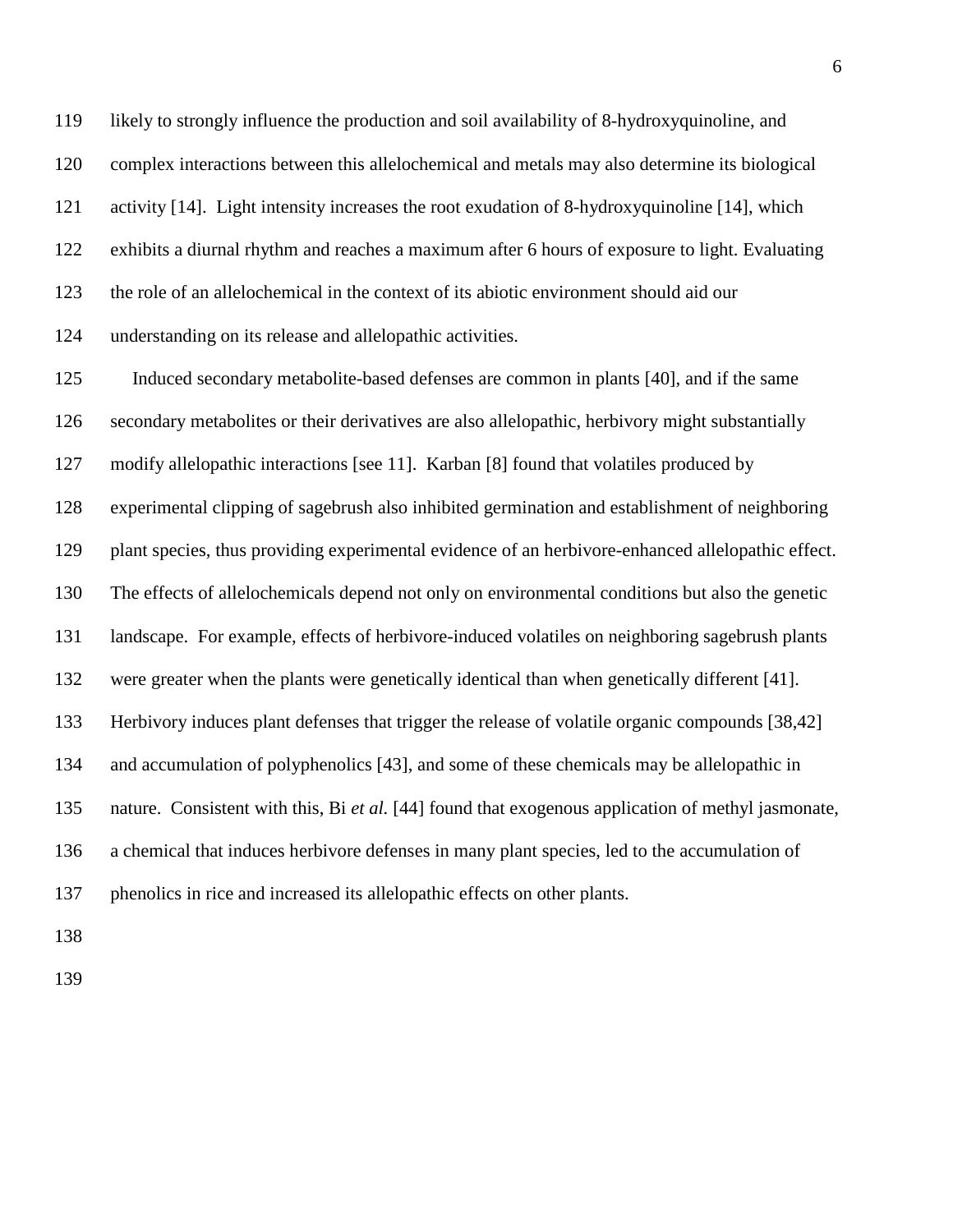likely to strongly influence the production and soil availability of 8-hydroxyquinoline, and complex interactions between this allelochemical and metals may also determine its biological activity [14]. Light intensity increases the root exudation of 8-hydroxyquinoline [14], which exhibits a diurnal rhythm and reaches a maximum after 6 hours of exposure to light. Evaluating the role of an allelochemical in the context of its abiotic environment should aid our understanding on its release and allelopathic activities.

Induced secondary metabolite-based defenses are common in plants [40], and if the same secondary metabolites or their derivatives are also allelopathic, herbivory might substantially modify allelopathic interactions [see 11]. Karban [8] found that volatiles produced by experimental clipping of sagebrush also inhibited germination and establishment of neighboring plant species, thus providing experimental evidence of an herbivore-enhanced allelopathic effect. The effects of allelochemicals depend not only on environmental conditions but also the genetic landscape. For example, effects of herbivore-induced volatiles on neighboring sagebrush plants were greater when the plants were genetically identical than when genetically different [41]. Herbivory induces plant defenses that trigger the release of volatile organic compounds [38,42] and accumulation of polyphenolics [43], and some of these chemicals may be allelopathic in nature. Consistent with this, Bi *et al.* [44] found that exogenous application of methyl jasmonate, a chemical that induces herbivore defenses in many plant species, led to the accumulation of phenolics in rice and increased its allelopathic effects on other plants.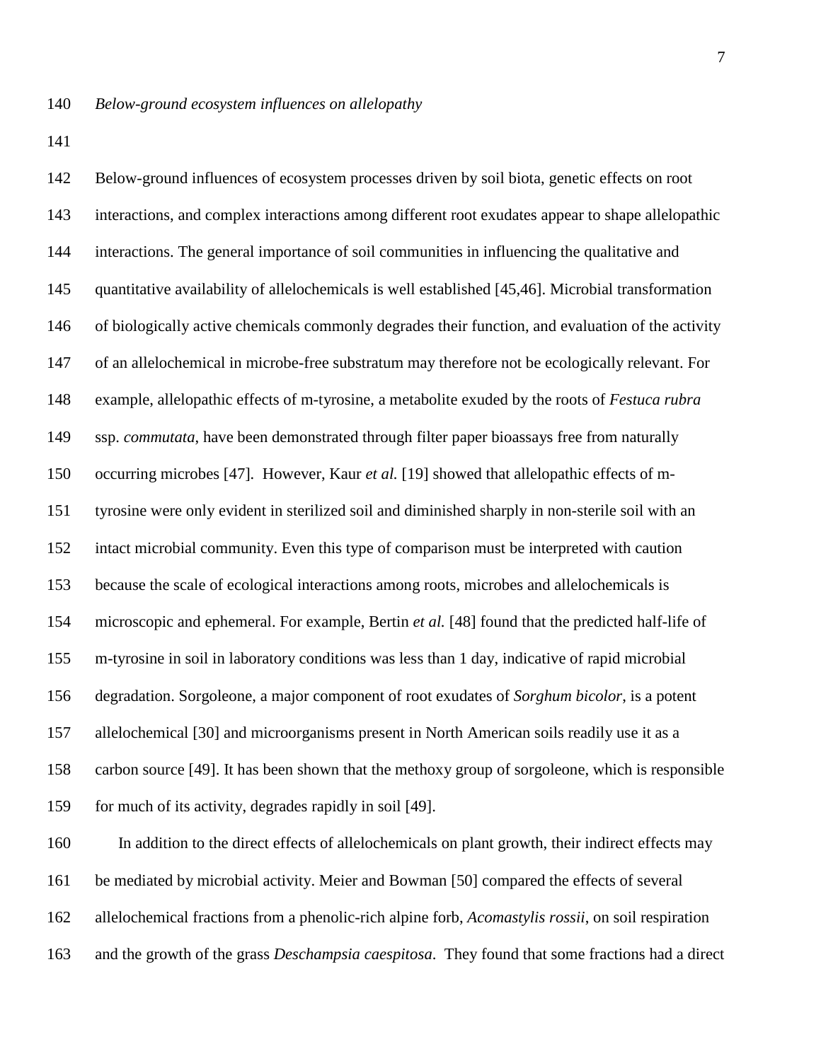*Below-ground ecosystem influences on allelopathy*

Below-ground influences of ecosystem processes driven by soil biota, genetic effects on root interactions, and complex interactions among different root exudates appear to shape allelopathic interactions. The general importance of soil communities in influencing the qualitative and quantitative availability of allelochemicals is well established [45,46]. Microbial transformation of biologically active chemicals commonly degrades their function, and evaluation of the activity of an allelochemical in microbe-free substratum may therefore not be ecologically relevant. For example, allelopathic effects of m-tyrosine, a metabolite exuded by the roots of *Festuca rubra* ssp. *commutata*, have been demonstrated through filter paper bioassays free from naturally occurring microbes [47]. However, Kaur *et al.* [19] showed that allelopathic effects of m-tyrosine were only evident in sterilized soil and diminished sharply in non-sterile soil with an intact microbial community. Even this type of comparison must be interpreted with caution because the scale of ecological interactions among roots, microbes and allelochemicals is microscopic and ephemeral. For example, Bertin *et al.* [48] found that the predicted half-life of m-tyrosine in soil in laboratory conditions was less than 1 day, indicative of rapid microbial degradation. Sorgoleone, a major component of root exudates of *Sorghum bicolor*, is a potent allelochemical [30] and microorganisms present in North American soils readily use it as a carbon source [49]. It has been shown that the methoxy group of sorgoleone, which is responsible for much of its activity, degrades rapidly in soil [49].

In addition to the direct effects of allelochemicals on plant growth, their indirect effects may be mediated by microbial activity. Meier and Bowman [50] compared the effects of several allelochemical fractions from a phenolic-rich alpine forb, *Acomastylis rossii*, on soil respiration and the growth of the grass *Deschampsia caespitosa*. They found that some fractions had a direct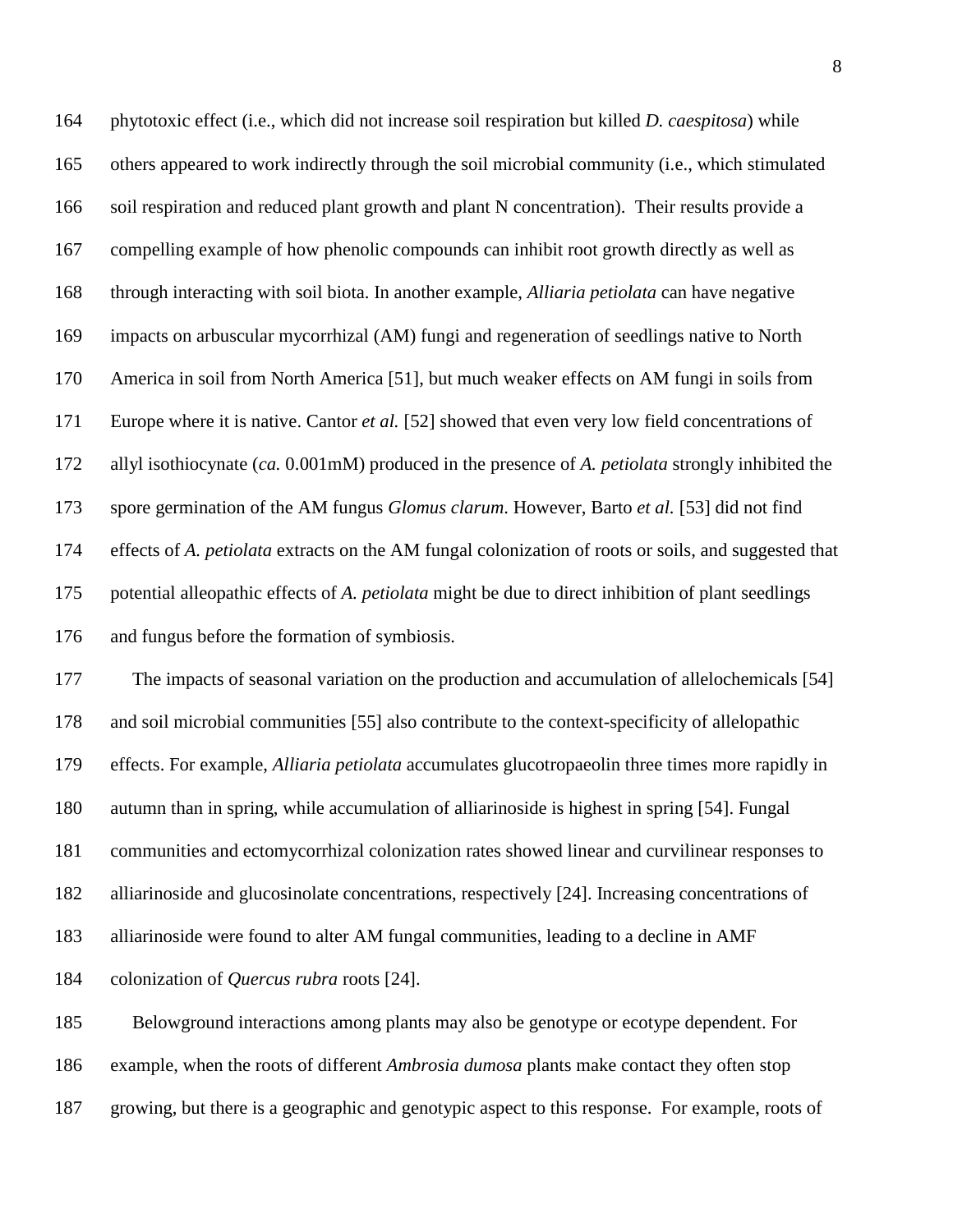phytotoxic effect (i.e., which did not increase soil respiration but killed *D. caespitosa*) while others appeared to work indirectly through the soil microbial community (i.e., which stimulated soil respiration and reduced plant growth and plant N concentration). Their results provide a compelling example of how phenolic compounds can inhibit root growth directly as well as through interacting with soil biota. In another example, *Alliaria petiolata* can have negative impacts on arbuscular mycorrhizal (AM) fungi and regeneration of seedlings native to North America in soil from North America [51], but much weaker effects on AM fungi in soils from Europe where it is native. Cantor *et al.* [52] showed that even very low field concentrations of allyl isothiocynate (*ca.* 0.001mM) produced in the presence of *A. petiolata* strongly inhibited the spore germination of the AM fungus *Glomus clarum*. However, Barto *et al.* [53] did not find effects of *A. petiolata* extracts on the AM fungal colonization of roots or soils, and suggested that potential alleopathic effects of *A. petiolata* might be due to direct inhibition of plant seedlings and fungus before the formation of symbiosis.

The impacts of seasonal variation on the production and accumulation of allelochemicals [54] and soil microbial communities [55] also contribute to the context-specificity of allelopathic effects. For example, *Alliaria petiolata* accumulates glucotropaeolin three times more rapidly in autumn than in spring, while accumulation of alliarinoside is highest in spring [54]. Fungal communities and ectomycorrhizal colonization rates showed linear and curvilinear responses to alliarinoside and glucosinolate concentrations, respectively [24]. Increasing concentrations of alliarinoside were found to alter AM fungal communities, leading to a decline in AMF colonization of *Quercus rubra* roots [24].

Belowground interactions among plants may also be genotype or ecotype dependent. For example, when the roots of different *Ambrosia dumosa* plants make contact they often stop growing, but there is a geographic and genotypic aspect to this response. For example, roots of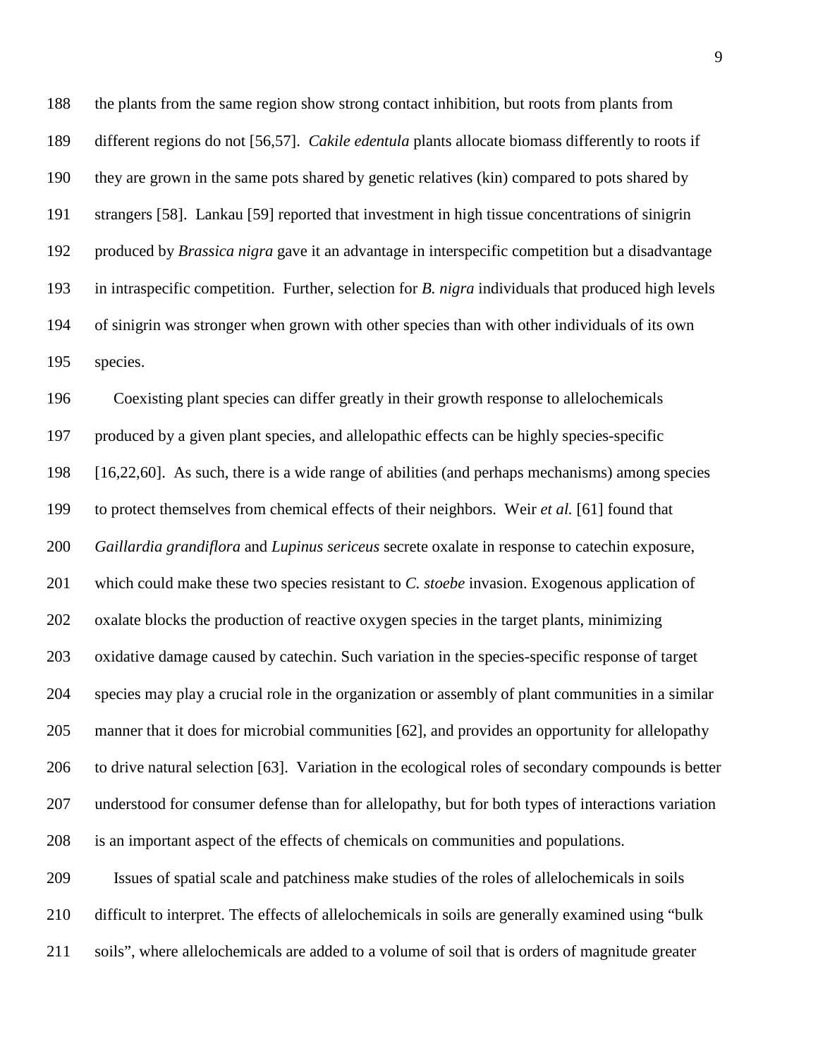the plants from the same region show strong contact inhibition, but roots from plants from different regions do not [56,57]. *Cakile edentula* plants allocate biomass differently to roots if they are grown in the same pots shared by genetic relatives (kin) compared to pots shared by strangers [58]. Lankau [59] reported that investment in high tissue concentrations of sinigrin produced by *Brassica nigra* gave it an advantage in interspecific competition but a disadvantage in intraspecific competition. Further, selection for *B. nigra* individuals that produced high levels of sinigrin was stronger when grown with other species than with other individuals of its own species.

Coexisting plant species can differ greatly in their growth response to allelochemicals produced by a given plant species, and allelopathic effects can be highly species-specific [16,22,60]. As such, there is a wide range of abilities (and perhaps mechanisms) among species to protect themselves from chemical effects of their neighbors. Weir *et al.* [61] found that *Gaillardia grandiflora* and *Lupinus sericeus* secrete oxalate in response to catechin exposure, which could make these two species resistant to *C. stoebe* invasion. Exogenous application of oxalate blocks the production of reactive oxygen species in the target plants, minimizing oxidative damage caused by catechin. Such variation in the species-specific response of target species may play a crucial role in the organization or assembly of plant communities in a similar manner that it does for microbial communities [62], and provides an opportunity for allelopathy to drive natural selection [63]. Variation in the ecological roles of secondary compounds is better understood for consumer defense than for allelopathy, but for both types of interactions variation is an important aspect of the effects of chemicals on communities and populations.

Issues of spatial scale and patchiness make studies of the roles of allelochemicals in soils difficult to interpret. The effects of allelochemicals in soils are generally examined using "bulk soils", where allelochemicals are added to a volume of soil that is orders of magnitude greater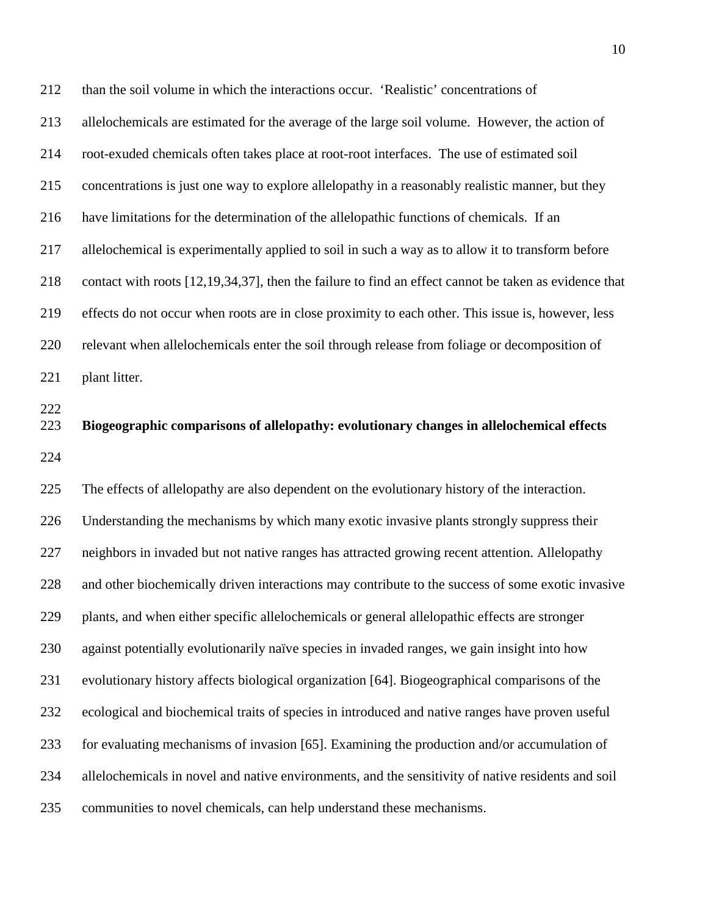than the soil volume in which the interactions occur. 'Realistic' concentrations of allelochemicals are estimated for the average of the large soil volume. However, the action of root-exuded chemicals often takes place at root-root interfaces. The use of estimated soil concentrations is just one way to explore allelopathy in a reasonably realistic manner, but they have limitations for the determination of the allelopathic functions of chemicals. If an allelochemical is experimentally applied to soil in such a way as to allow it to transform before contact with roots [12,19,34,37], then the failure to find an effect cannot be taken as evidence that effects do not occur when roots are in close proximity to each other. This issue is, however, less relevant when allelochemicals enter the soil through release from foliage or decomposition of plant litter.

## Biogeographic comparisons of allelopathy: evolutionary changes in allelochemical effects

The effects of allelopathy are also dependent on the evolutionary history of the interaction. Understanding the mechanisms by which many exotic invasive plants strongly suppress their neighbors in invaded but not native ranges has attracted growing recent attention. Allelopathy and other biochemically driven interactions may contribute to the success of some exotic invasive plants, and when either specific allelochemicals or general allelopathic effects are stronger against potentially evolutionarily naïve species in invaded ranges, we gain insight into how evolutionary history affects biological organization [64]. Biogeographical comparisons of the ecological and biochemical traits of species in introduced and native ranges have proven useful for evaluating mechanisms of invasion [65]. Examining the production and/or accumulation of allelochemicals in novel and native environments, and the sensitivity of native residents and soil communities to novel chemicals, can help understand these mechanisms.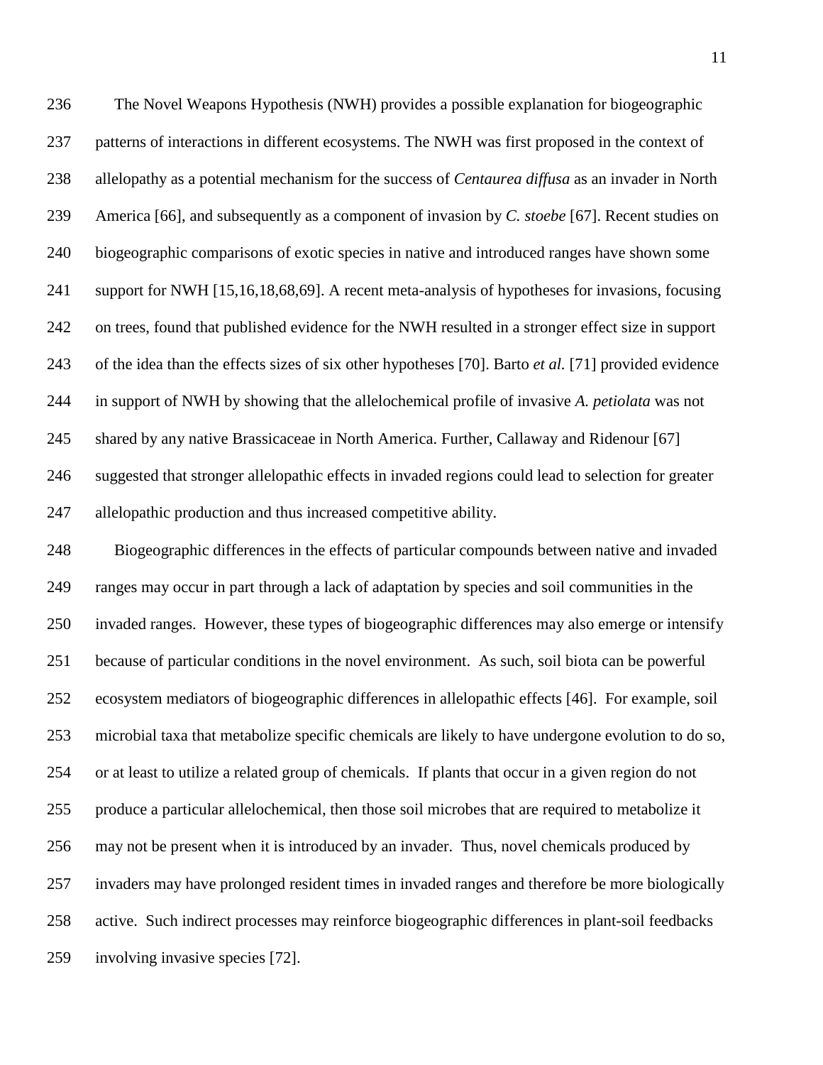The Novel Weapons Hypothesis (NWH) provides a possible explanation for biogeographic patterns of interactions in different ecosystems. The NWH was first proposed in the context of allelopathy as a potential mechanism for the success of *Centaurea diffusa* as an invader in North America [66], and subsequently as a component of invasion by *C. stoebe* [67]. Recent studies on biogeographic comparisons of exotic species in native and introduced ranges have shown some support for NWH [15,16,18,68,69]. A recent meta-analysis of hypotheses for invasions, focusing on trees, found that published evidence for the NWH resulted in a stronger effect size in support of the idea than the effects sizes of six other hypotheses [70]. Barto *et al.* [71] provided evidence in support of NWH by showing that the allelochemical profile of invasive *A. petiolata* was not shared by any native Brassicaceae in North America. Further, Callaway and Ridenour [67] suggested that stronger allelopathic effects in invaded regions could lead to selection for greater allelopathic production and thus increased competitive ability.

Biogeographic differences in the effects of particular compounds between native and invaded ranges may occur in part through a lack of adaptation by species and soil communities in the invaded ranges. However, these types of biogeographic differences may also emerge or intensify because of particular conditions in the novel environment. As such, soil biota can be powerful ecosystem mediators of biogeographic differences in allelopathic effects [46]. For example, soil microbial taxa that metabolize specific chemicals are likely to have undergone evolution to do so, or at least to utilize a related group of chemicals. If plants that occur in a given region do not produce a particular allelochemical, then those soil microbes that are required to metabolize it may not be present when it is introduced by an invader. Thus, novel chemicals produced by invaders may have prolonged resident times in invaded ranges and therefore be more biologically active. Such indirect processes may reinforce biogeographic differences in plant-soil feedbacks involving invasive species [72].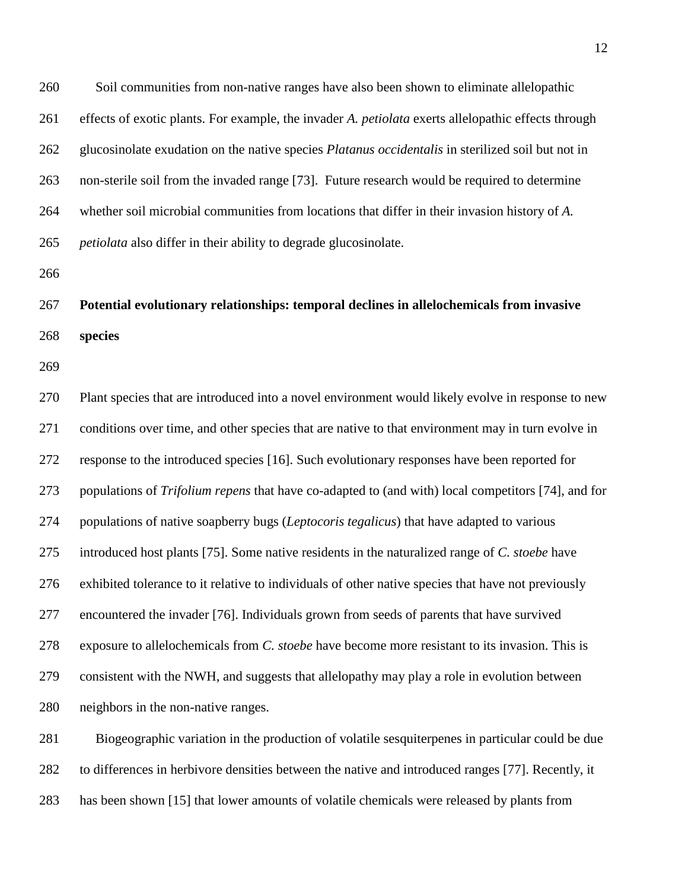Soil communities from non-native ranges have also been shown to eliminate allelopathic effects of exotic plants. For example, the invader *A. petiolata* exerts allelopathic effects through glucosinolate exudation on the native species *Platanus occidentalis* in sterilized soil but not in non-sterile soil from the invaded range [73]. Future research would be required to determine whether soil microbial communities from locations that differ in their invasion history of *A. petiolata* also differ in their ability to degrade glucosinolate.

## Potential evolutionary relationships: temporal declines in allelochemicals from invasive species

Plant species that are introduced into a novel environment would likely evolve in response to new conditions over time, and other species that are native to that environment may in turn evolve in response to the introduced species [16]. Such evolutionary responses have been reported for populations of *Trifolium repens* that have co-adapted to (and with) local competitors [74], and for populations of native soapberry bugs (*Leptocoris tegalicus*) that have adapted to various introduced host plants [75]. Some native residents in the naturalized range of *C. stoebe* have exhibited tolerance to it relative to individuals of other native species that have not previously encountered the invader [76]. Individuals grown from seeds of parents that have survived exposure to allelochemicals from *C. stoebe* have become more resistant to its invasion. This is consistent with the NWH, and suggests that allelopathy may play a role in evolution between neighbors in the non-native ranges.

Biogeographic variation in the production of volatile sesquiterpenes in particular could be due to differences in herbivore densities between the native and introduced ranges [77]. Recently, it has been shown [15] that lower amounts of volatile chemicals were released by plants from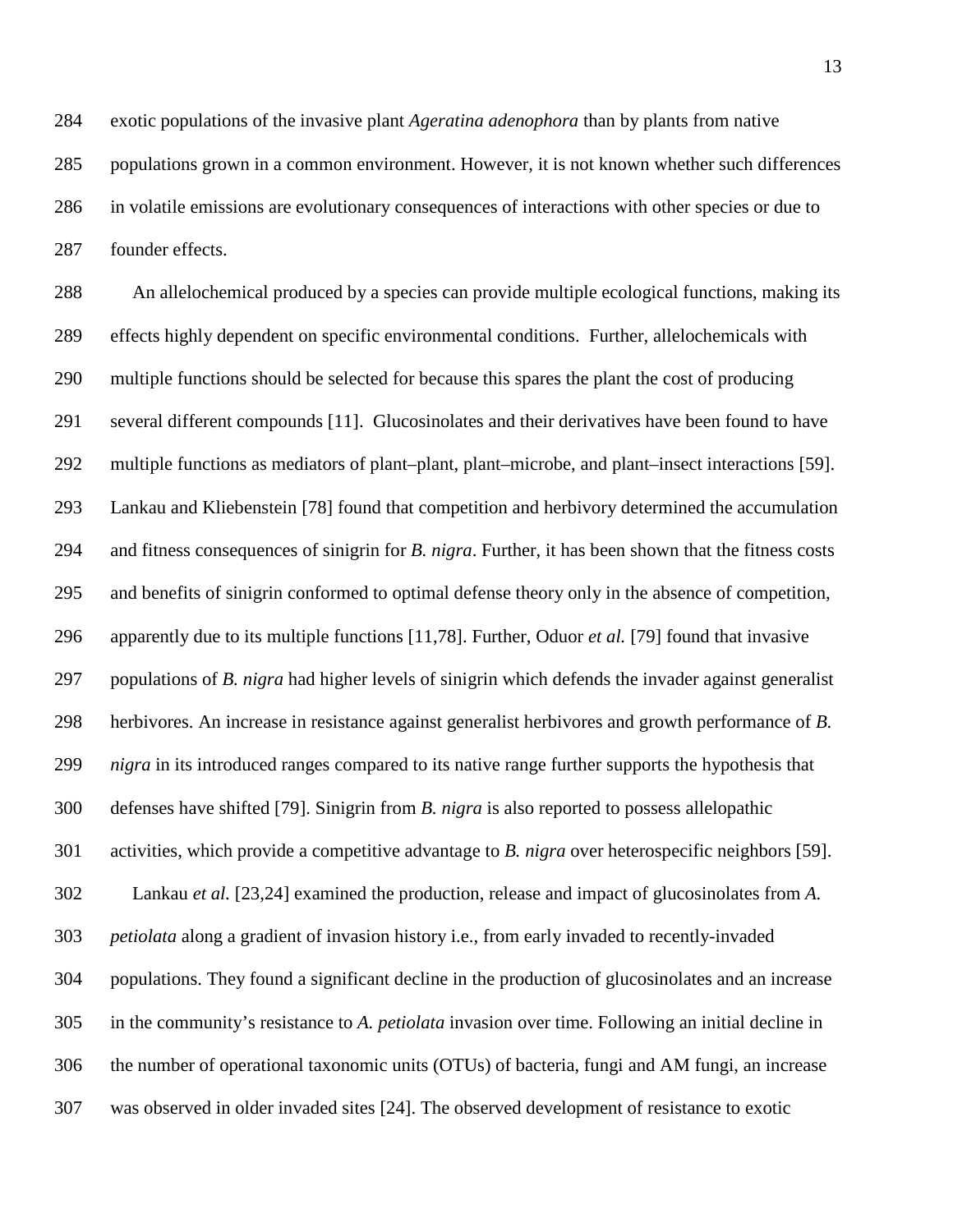exotic populations of the invasive plant *Ageratina adenophora* than by plants from native populations grown in a common environment. However, it is not known whether such differences in volatile emissions are evolutionary consequences of interactions with other species or due to founder effects.

An allelochemical produced by a species can provide multiple ecological functions, making its effects highly dependent on specific environmental conditions. Further, allelochemicals with multiple functions should be selected for because this spares the plant the cost of producing several different compounds [11]. Glucosinolates and their derivatives have been found to have multiple functions as mediators of plant–plant, plant–microbe, and plant–insect interactions [59]. Lankau and Kliebenstein [78] found that competition and herbivory determined the accumulation and fitness consequences of sinigrin for *B. nigra*. Further, it has been shown that the fitness costs and benefits of sinigrin conformed to optimal defense theory only in the absence of competition, apparently due to its multiple functions [11,78]. Further, Oduor *et al.* [79] found that invasive populations of *B. nigra* had higher levels of sinigrin which defends the invader against generalist herbivores. An increase in resistance against generalist herbivores and growth performance of *B. nigra* in its introduced ranges compared to its native range further supports the hypothesis that defenses have shifted [79]. Sinigrin from *B. nigra* is also reported to possess allelopathic activities, which provide a competitive advantage to *B. nigra* over heterospecific neighbors [59].

Lankau *et al.* [23,24] examined the production, release and impact of glucosinolates from *A. petiolata* along a gradient of invasion history i.e., from early invaded to recently-invaded populations. They found a significant decline in the production of glucosinolates and an increase in the community's resistance to *A. petiolata* invasion over time. Following an initial decline in the number of operational taxonomic units (OTUs) of bacteria, fungi and AM fungi, an increase was observed in older invaded sites [24]. The observed development of resistance to exotic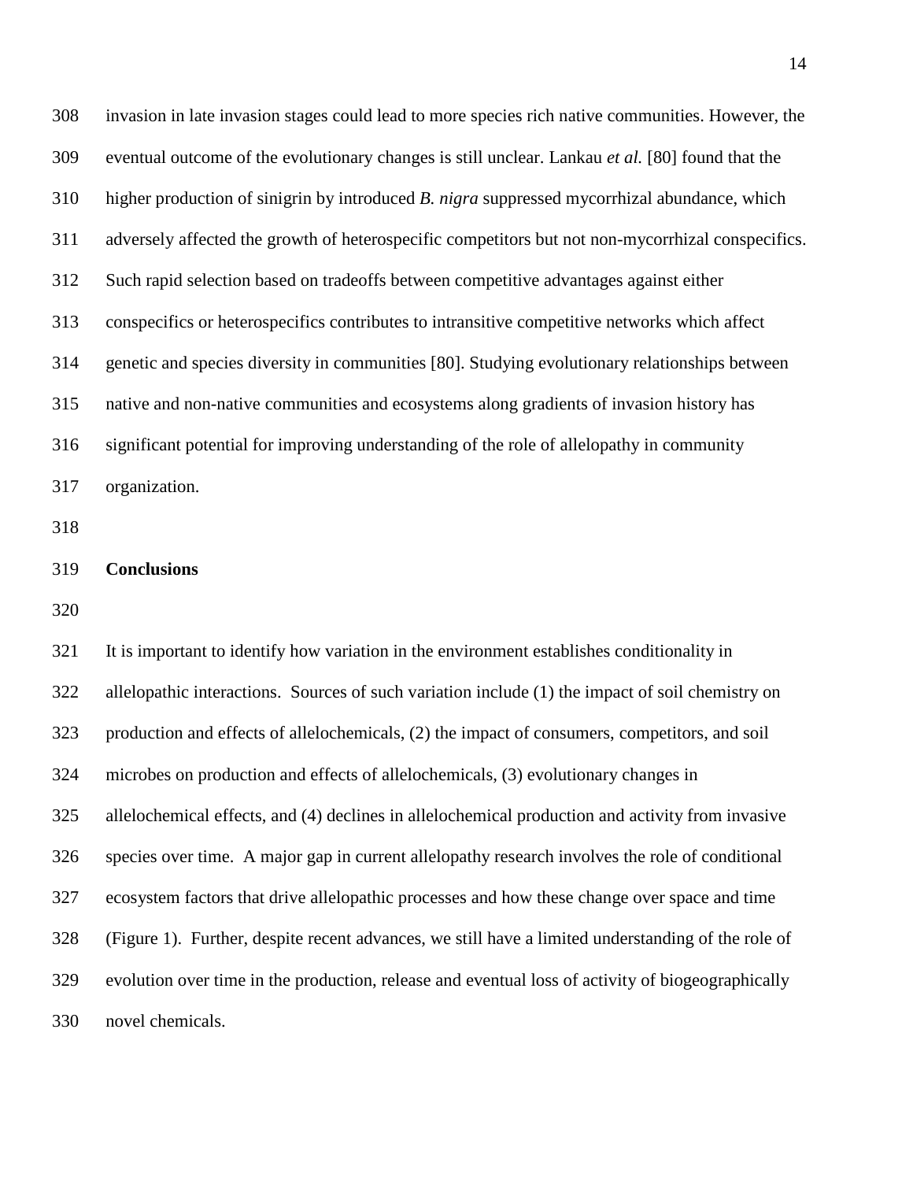invasion in late invasion stages could lead to more species rich native communities. However, the eventual outcome of the evolutionary changes is still unclear. Lankau *et al.* [80] found that the higher production of sinigrin by introduced *B. nigra* suppressed mycorrhizal abundance, which adversely affected the growth of heterospecific competitors but not non-mycorrhizal conspecifics. Such rapid selection based on tradeoffs between competitive advantages against either conspecifics or heterospecifics contributes to intransitive competitive networks which affect genetic and species diversity in communities [80]. Studying evolutionary relationships between native and non-native communities and ecosystems along gradients of invasion history has significant potential for improving understanding of the role of allelopathy in community organization.

## Conclusions

It is important to identify how variation in the environment establishes conditionality in allelopathic interactions. Sources of such variation include (1) the impact of soil chemistry on production and effects of allelochemicals, (2) the impact of consumers, competitors, and soil microbes on production and effects of allelochemicals, (3) evolutionary changes in allelochemical effects, and (4) declines in allelochemical production and activity from invasive species over time. A major gap in current allelopathy research involves the role of conditional ecosystem factors that drive allelopathic processes and how these change over space and time (Figure 1). Further, despite recent advances, we still have a limited understanding of the role of evolution over time in the production, release and eventual loss of activity of biogeographically novel chemicals.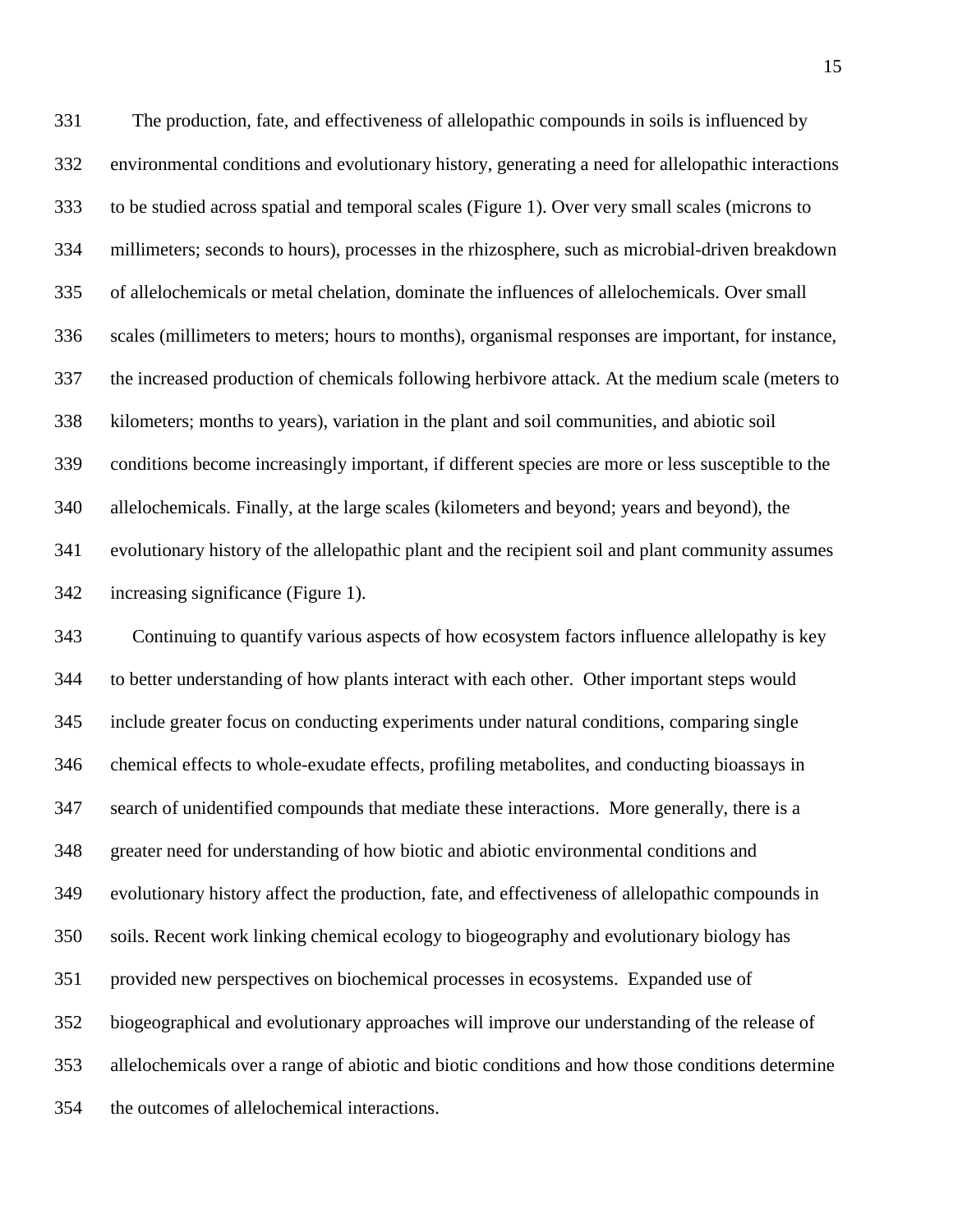The production, fate, and effectiveness of allelopathic compounds in soils is influenced by environmental conditions and evolutionary history, generating a need for allelopathic interactions to be studied across spatial and temporal scales (Figure 1). Over very small scales (microns to millimeters; seconds to hours), processes in the rhizosphere, such as microbial-driven breakdown of allelochemicals or metal chelation, dominate the influences of allelochemicals. Over small scales (millimeters to meters; hours to months), organismal responses are important, for instance, the increased production of chemicals following herbivore attack. At the medium scale (meters to kilometers; months to years), variation in the plant and soil communities, and abiotic soil conditions become increasingly important, if different species are more or less susceptible to the allelochemicals. Finally, at the large scales (kilometers and beyond; years and beyond), the evolutionary history of the allelopathic plant and the recipient soil and plant community assumes increasing significance (Figure 1).

Continuing to quantify various aspects of how ecosystem factors influence allelopathy is key to better understanding of how plants interact with each other. Other important steps would include greater focus on conducting experiments under natural conditions, comparing single chemical effects to whole-exudate effects, profiling metabolites, and conducting bioassays in search of unidentified compounds that mediate these interactions. More generally, there is a greater need for understanding of how biotic and abiotic environmental conditions and evolutionary history affect the production, fate, and effectiveness of allelopathic compounds in soils. Recent work linking chemical ecology to biogeography and evolutionary biology has provided new perspectives on biochemical processes in ecosystems. Expanded use of biogeographical and evolutionary approaches will improve our understanding of the release of allelochemicals over a range of abiotic and biotic conditions and how those conditions determine the outcomes of allelochemical interactions.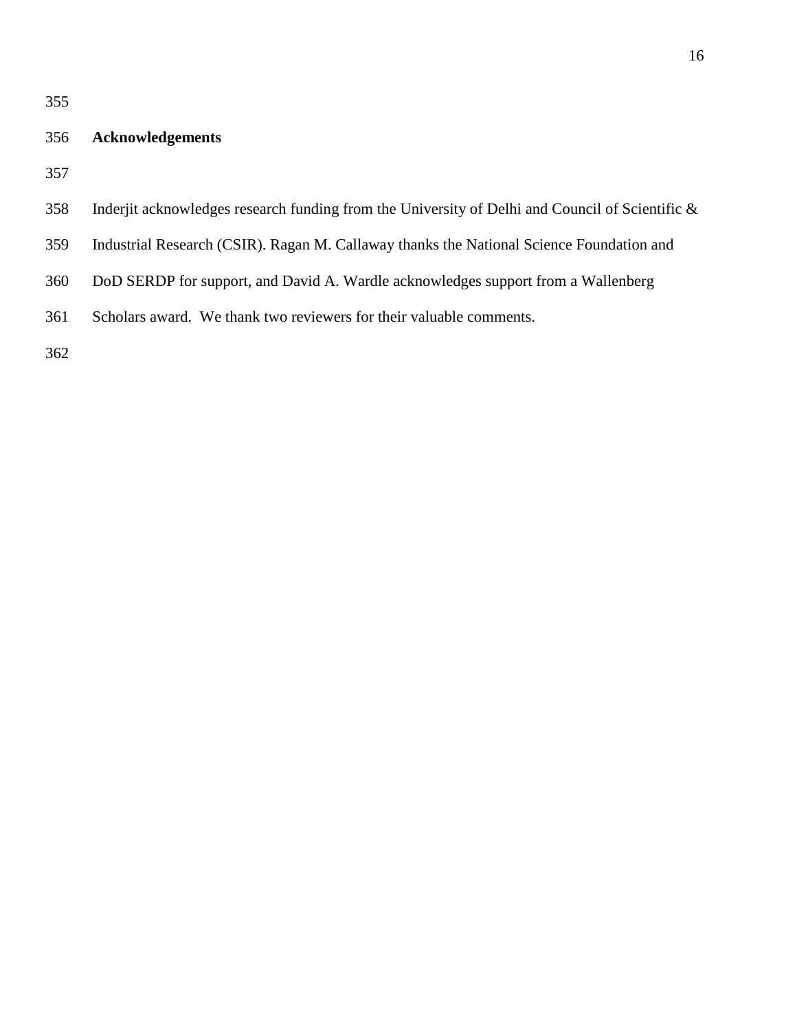## Acknowledgements

Inderjit acknowledges research funding from the University of Delhi and Council of Scientific & Industrial Research (CSIR). Ragan M. Callaway thanks the National Science Foundation and DoD SERDP for support, and David A. Wardle acknowledges support from a Wallenberg Scholars award. We thank two reviewers for their valuable comments.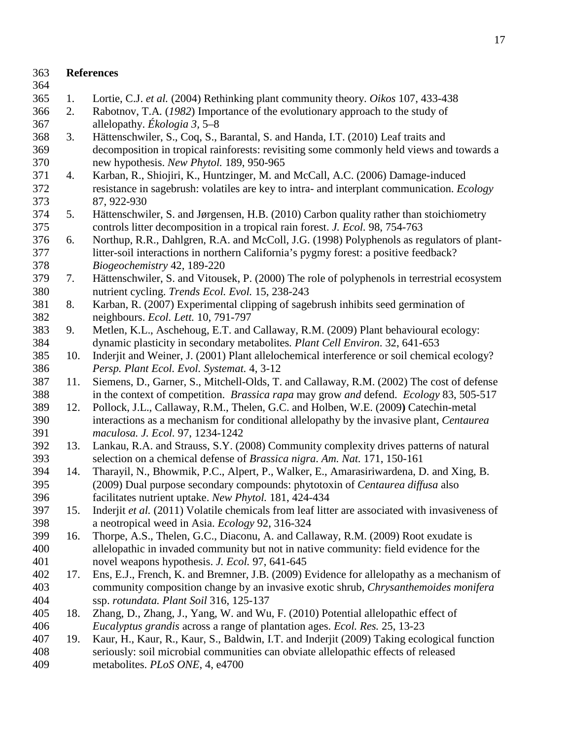**References**

1. Lortie, C.J. *et al.* (2004) Rethinking plant community theory. *Oikos* 107, 433-438
2. Rabotnov, T.A. (*1982*) Importance of the evolutionary approach to the study of allelopathy. *Ékologia 3*, 5–8
3. Hättenschwiler, S., Coq, S., Barantal, S. and Handa, I.T. (2010) Leaf traits and decomposition in tropical rainforests: revisiting some commonly held views and towards a new hypothesis. *New Phytol.* 189, 950-965
4. Karban, R., Shiojiri, K., Huntzinger, M. and McCall, A.C. (2006) Damage-induced resistance in sagebrush: volatiles are key to intra- and interplant communication. *Ecology* 87, 922-930
5. Hättenschwiler, S. and Jørgensen, H.B. (2010) Carbon quality rather than stoichiometry controls litter decomposition in a tropical rain forest. *J. Ecol.* 98, 754-763
6. Northup, R.R., Dahlgren, R.A. and McColl, J.G. (1998) Polyphenols as regulators of plant-litter-soil interactions in northern California's pygmy forest: a positive feedback? *Biogeochemistry* 42, 189-220
7. Hättenschwiler, S. and Vitousek, P. (2000) The role of polyphenols in terrestrial ecosystem nutrient cycling. *Trends Ecol. Evol.* 15, 238-243
8. Karban, R. (2007) Experimental clipping of sagebrush inhibits seed germination of neighbours. *Ecol. Lett.* 10, 791-797
9. Metlen, K.L., Aschehoug, E.T. and Callaway, R.M. (2009) Plant behavioural ecology: dynamic plasticity in secondary metabolites. *Plant Cell Environ.* 32, 641-653
10. Inderjit and Weiner, J. (2001) Plant allelochemical interference or soil chemical ecology? *Persp. Plant Ecol. Evol. Systemat.* 4, 3-12
11. Siemens, D., Garner, S., Mitchell-Olds, T. and Callaway, R.M. (2002) The cost of defense in the context of competition. *Brassica rapa* may grow *and* defend. *Ecology* 83, 505-517
12. Pollock, J.L., Callaway, R.M., Thelen, G.C. and Holben, W.E. (2009**)** Catechin-metal interactions as a mechanism for conditional allelopathy by the invasive plant, *Centaurea maculosa. J. Ecol.* 97, 1234-1242
13. Lankau, R.A. and Strauss, S.Y. (2008) Community complexity drives patterns of natural selection on a chemical defense of *Brassica nigra*. *Am. Nat.* 171, 150-161
14. Tharayil, N., Bhowmik, P.C., Alpert, P., Walker, E., Amarasiriwardena, D. and Xing, B. (2009) Dual purpose secondary compounds: phytotoxin of *Centaurea diffusa* also facilitates nutrient uptake. *New Phytol.* 181, 424-434
15. Inderjit *et al.* (2011) Volatile chemicals from leaf litter are associated with invasiveness of a neotropical weed in Asia. *Ecology* 92, 316-324
16. Thorpe, A.S., Thelen, G.C., Diaconu, A. and Callaway, R.M. (2009) Root exudate is allelopathic in invaded community but not in native community: field evidence for the novel weapons hypothesis. *J. Ecol.* 97, 641-645
17. Ens, E.J., French, K. and Bremner, J.B. (2009) Evidence for allelopathy as a mechanism of community composition change by an invasive exotic shrub, *Chrysanthemoides monifera* ssp. *rotundata. Plant Soil* 316, 125-137
18. Zhang, D., Zhang, J., Yang, W. and Wu, F. (2010) Potential allelopathic effect of *Eucalyptus grandis* across a range of plantation ages. *Ecol. Res.* 25, 13-23
19. Kaur, H., Kaur, R., Kaur, S., Baldwin, I.T. and Inderjit (2009) Taking ecological function seriously: soil microbial communities can obviate allelopathic effects of released metabolites. *PLoS ONE*, 4, e4700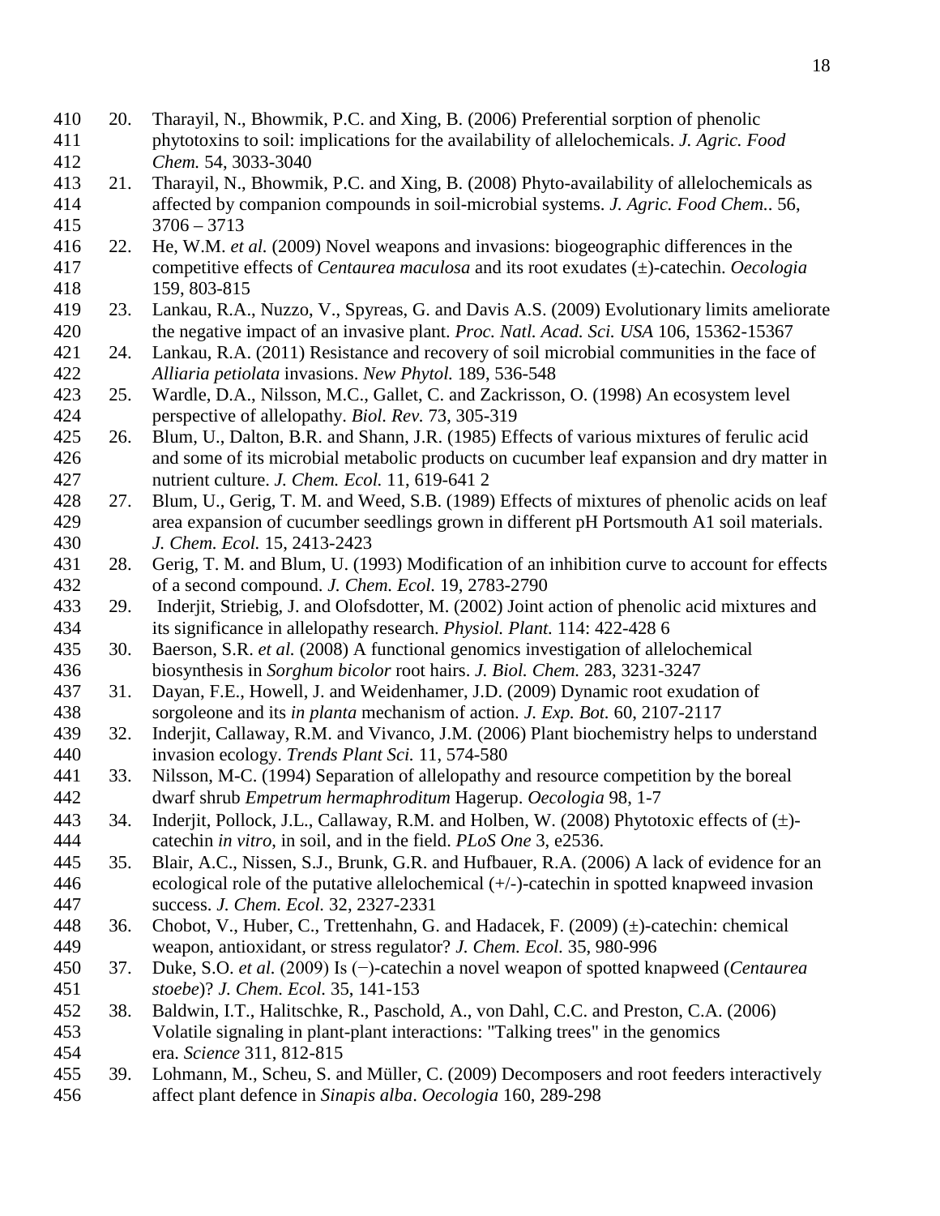20. Tharayil, N., Bhowmik, P.C. and Xing, B. (2006) Preferential sorption of phenolic phytotoxins to soil: implications for the availability of allelochemicals. *J. Agric. Food Chem.* 54, 3033-3040
21. Tharayil, N., Bhowmik, P.C. and Xing, B. (2008) Phyto-availability of allelochemicals as affected by companion compounds in soil-microbial systems. *J. Agric. Food Chem..* 56, 3706 – 3713
22. He, W.M. *et al.* (2009) Novel weapons and invasions: biogeographic differences in the competitive effects of *Centaurea maculosa* and its root exudates (±)-catechin. *Oecologia* 159, 803-815
23. Lankau, R.A., Nuzzo, V., Spyreas, G. and Davis A.S. (2009) Evolutionary limits ameliorate the negative impact of an invasive plant. *Proc. Natl. Acad. Sci. USA* 106, 15362-15367
24. Lankau, R.A. (2011) Resistance and recovery of soil microbial communities in the face of *Alliaria petiolata* invasions. *New Phytol.* 189, 536-548
25. Wardle, D.A., Nilsson, M.C., Gallet, C. and Zackrisson, O. (1998) An ecosystem level perspective of allelopathy. *Biol. Rev.* 73, 305-319
26. Blum, U., Dalton, B.R. and Shann, J.R. (1985) Effects of various mixtures of ferulic acid and some of its microbial metabolic products on cucumber leaf expansion and dry matter in nutrient culture. *J. Chem. Ecol.* 11, 619-641 2
27. Blum, U., Gerig, T. M. and Weed, S.B. (1989) Effects of mixtures of phenolic acids on leaf area expansion of cucumber seedlings grown in different pH Portsmouth A1 soil materials. *J. Chem. Ecol.* 15, 2413-2423
28. Gerig, T. M. and Blum, U. (1993) Modification of an inhibition curve to account for effects of a second compound. *J. Chem. Ecol.* 19, 2783-2790
29. Inderjit, Striebig, J. and Olofsdotter, M. (2002) Joint action of phenolic acid mixtures and its significance in allelopathy research. *Physiol. Plant.* 114: 422-428 6
30. Baerson, S.R. *et al.* (2008) A functional genomics investigation of allelochemical biosynthesis in *Sorghum bicolor* root hairs. *J. Biol. Chem.* 283, 3231-3247
31. Dayan, F.E., Howell, J. and Weidenhamer, J.D. (2009) Dynamic root exudation of sorgoleone and its *in planta* mechanism of action. *J. Exp. Bot.* 60, 2107-2117
32. Inderjit, Callaway, R.M. and Vivanco, J.M. (2006) Plant biochemistry helps to understand invasion ecology. *Trends Plant Sci.* 11, 574-580
33. Nilsson, M-C. (1994) Separation of allelopathy and resource competition by the boreal dwarf shrub *Empetrum hermaphroditum* Hagerup. *Oecologia* 98, 1-7
34. Inderjit, Pollock, J.L., Callaway, R.M. and Holben, W. (2008) Phytotoxic effects of (±)-catechin *in vitro*, in soil, and in the field. *PLoS One* 3, e2536.
35. Blair, A.C., Nissen, S.J., Brunk, G.R. and Hufbauer, R.A. (2006) A lack of evidence for an ecological role of the putative allelochemical (+/-)-catechin in spotted knapweed invasion success. *J. Chem. Ecol.* 32, 2327-2331
36. Chobot, V., Huber, C., Trettenhahn, G. and Hadacek, F. (2009) (±)-catechin: chemical weapon, antioxidant, or stress regulator? *J. Chem. Ecol.* 35, 980-996
37. Duke, S.O. *et al.* (2009) Is (−)-catechin a novel weapon of spotted knapweed (*Centaurea stoebe*)? *J. Chem. Ecol.* 35, 141-153
38. Baldwin, I.T., Halitschke, R., Paschold, A., von Dahl, C.C. and Preston, C.A. (2006) Volatile signaling in plant-plant interactions: "Talking trees" in the genomics era. *Science* 311, 812-815
39. Lohmann, M., Scheu, S. and Müller, C. (2009) Decomposers and root feeders interactively affect plant defence in *Sinapis alba*. *Oecologia* 160, 289-298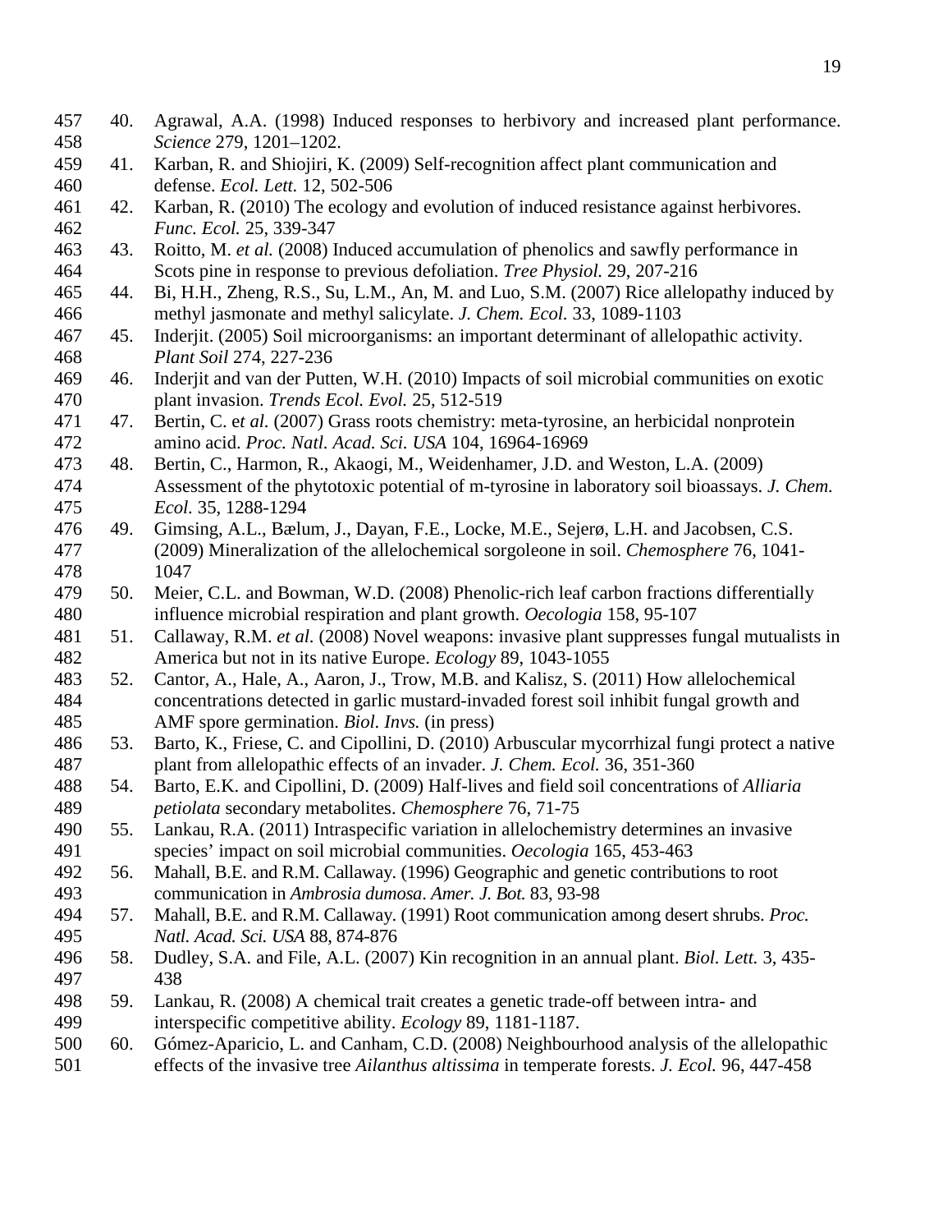40. Agrawal, A.A. (1998) Induced responses to herbivory and increased plant performance. *Science* 279, 1201–1202.
41. Karban, R. and Shiojiri, K. (2009) Self-recognition affect plant communication and defense. *Ecol. Lett.* 12, 502-506
42. Karban, R. (2010) The ecology and evolution of induced resistance against herbivores. *Func. Ecol.* 25, 339-347
43. Roitto, M. *et al.* (2008) Induced accumulation of phenolics and sawfly performance in Scots pine in response to previous defoliation. *Tree Physiol.* 29, 207-216
44. Bi, H.H., Zheng, R.S., Su, L.M., An, M. and Luo, S.M. (2007) Rice allelopathy induced by methyl jasmonate and methyl salicylate. *J. Chem. Ecol.* 33, 1089-1103
45. Inderjit. (2005) Soil microorganisms: an important determinant of allelopathic activity. *Plant Soil* 274, 227-236
46. Inderjit and van der Putten, W.H. (2010) Impacts of soil microbial communities on exotic plant invasion. *Trends Ecol. Evol.* 25, 512-519
47. Bertin, C. e*t al.* (2007) Grass roots chemistry: meta-tyrosine, an herbicidal nonprotein amino acid. *Proc. Natl. Acad. Sci. USA* 104, 16964-16969
48. Bertin, C., Harmon, R., Akaogi, M., Weidenhamer, J.D. and Weston, L.A. (2009) Assessment of the phytotoxic potential of m-tyrosine in laboratory soil bioassays. *J. Chem. Ecol.* 35, 1288-1294
49. Gimsing, A.L., Bælum, J., Dayan, F.E., Locke, M.E., Sejerø, L.H. and Jacobsen, C.S. (2009) Mineralization of the allelochemical sorgoleone in soil. *Chemosphere* 76, 1041-1047
50. Meier, C.L. and Bowman, W.D. (2008) Phenolic-rich leaf carbon fractions differentially influence microbial respiration and plant growth. *Oecologia* 158, 95-107
51. Callaway, R.M. *et al.* (2008) Novel weapons: invasive plant suppresses fungal mutualists in America but not in its native Europe. *Ecology* 89, 1043-1055
52. Cantor, A., Hale, A., Aaron, J., Trow, M.B. and Kalisz, S. (2011) How allelochemical concentrations detected in garlic mustard-invaded forest soil inhibit fungal growth and AMF spore germination. *Biol. Invs.* (in press)
53. Barto, K., Friese, C. and Cipollini, D. (2010) Arbuscular mycorrhizal fungi protect a native plant from allelopathic effects of an invader. *J. Chem. Ecol.* 36, 351-360
54. Barto, E.K. and Cipollini, D. (2009) Half-lives and field soil concentrations of *Alliaria petiolata* secondary metabolites. *Chemosphere* 76, 71-75
55. Lankau, R.A. (2011) Intraspecific variation in allelochemistry determines an invasive species' impact on soil microbial communities. *Oecologia* 165, 453-463
56. Mahall, B.E. and R.M. Callaway. (1996) Geographic and genetic contributions to root communication in *Ambrosia dumosa*. *Amer. J. Bot.* 83, 93-98
57. Mahall, B.E. and R.M. Callaway. (1991) Root communication among desert shrubs. *Proc. Natl. Acad. Sci. USA* 88, 874-876
58. Dudley, S.A. and File, A.L. (2007) Kin recognition in an annual plant. *Biol. Lett.* 3, 435-438
59. Lankau, R. (2008) A chemical trait creates a genetic trade-off between intra- and interspecific competitive ability. *Ecology* 89, 1181-1187.
60. Gómez-Aparicio, L. and Canham, C.D. (2008) Neighbourhood analysis of the allelopathic effects of the invasive tree *Ailanthus altissima* in temperate forests. *J. Ecol.* 96, 447-458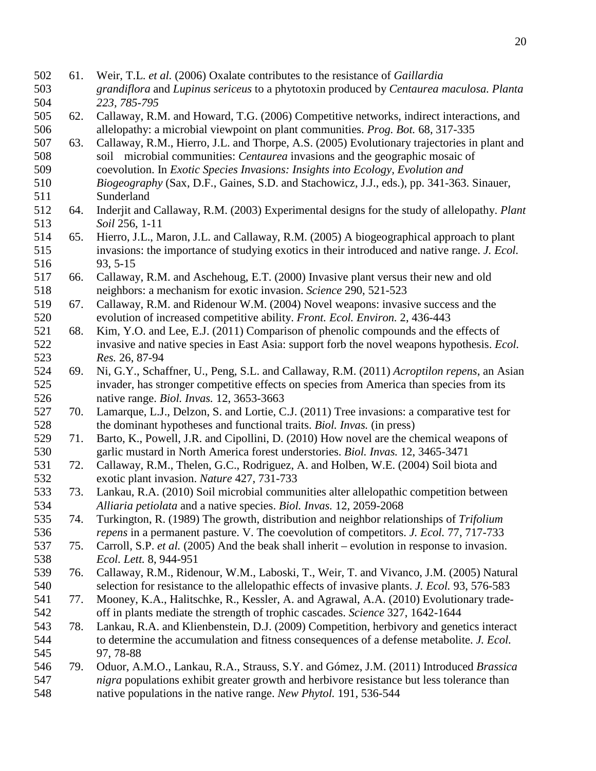61. Weir, T.L. *et al.* (2006) Oxalate contributes to the resistance of *Gaillardia grandiflora* and *Lupinus sericeus* to a phytotoxin produced by *Centaurea maculosa*. *Planta 223, 785-795*
62. Callaway, R.M. and Howard, T.G. (2006) Competitive networks, indirect interactions, and allelopathy: a microbial viewpoint on plant communities. *Prog. Bot.* 68, 317-335
63. Callaway, R.M., Hierro, J.L. and Thorpe, A.S. (2005) Evolutionary trajectories in plant and soil microbial communities: *Centaurea* invasions and the geographic mosaic of coevolution. In *Exotic Species Invasions: Insights into Ecology, Evolution and Biogeography* (Sax, D.F., Gaines, S.D. and Stachowicz, J.J., eds.), pp. 341-363. Sinauer, Sunderland
64. Inderjit and Callaway, R.M. (2003) Experimental designs for the study of allelopathy. *Plant Soil* 256, 1-11
65. Hierro, J.L., Maron, J.L. and Callaway, R.M. (2005) A biogeographical approach to plant invasions: the importance of studying exotics in their introduced and native range. *J. Ecol.* 93, 5-15
66. Callaway, R.M. and Aschehoug, E.T. (2000) Invasive plant versus their new and old neighbors: a mechanism for exotic invasion. *Science* 290, 521-523
67. Callaway, R.M. and Ridenour W.M. (2004) Novel weapons: invasive success and the evolution of increased competitive ability. *Front. Ecol. Environ.* 2, 436-443
68. Kim, Y.O. and Lee, E.J. (2011) Comparison of phenolic compounds and the effects of invasive and native species in East Asia: support forb the novel weapons hypothesis. *Ecol. Res.* 26, 87-94
69. Ni, G.Y., Schaffner, U., Peng, S.L. and Callaway, R.M. (2011) *Acroptilon repens*, an Asian invader, has stronger competitive effects on species from America than species from its native range. *Biol. Invas.* 12, 3653-3663
70. Lamarque, L.J., Delzon, S. and Lortie, C.J. (2011) Tree invasions: a comparative test for the dominant hypotheses and functional traits. *Biol. Invas.* (in press)
71. Barto, K., Powell, J.R. and Cipollini, D. (2010) How novel are the chemical weapons of garlic mustard in North America forest understories. *Biol. Invas.* 12, 3465-3471
72. Callaway, R.M., Thelen, G.C., Rodriguez, A. and Holben, W.E. (2004) Soil biota and exotic plant invasion. *Nature* 427, 731-733
73. Lankau, R.A. (2010) Soil microbial communities alter allelopathic competition between *Alliaria petiolata* and a native species. *Biol. Invas.* 12, 2059-2068
74. Turkington, R. (1989) The growth, distribution and neighbor relationships of *Trifolium repens* in a permanent pasture. V. The coevolution of competitors. *J. Ecol.* 77, 717-733
75. Carroll, S.P. *et al.* (2005) And the beak shall inherit – evolution in response to invasion. *Ecol. Lett.* 8, 944-951
76. Callaway, R.M., Ridenour, W.M., Laboski, T., Weir, T. and Vivanco, J.M. (2005) Natural selection for resistance to the allelopathic effects of invasive plants. *J. Ecol.* 93, 576-583
77. Mooney, K.A., Halitschke, R., Kessler, A. and Agrawal, A.A. (2010) Evolutionary trade-off in plants mediate the strength of trophic cascades. *Science* 327, 1642-1644
78. Lankau, R.A. and Klienbenstein, D.J. (2009) Competition, herbivory and genetics interact to determine the accumulation and fitness consequences of a defense metabolite. *J. Ecol.* 97, 78-88
79. Oduor, A.M.O., Lankau, R.A., Strauss, S.Y. and Gómez, J.M. (2011) Introduced *Brassica nigra* populations exhibit greater growth and herbivore resistance but less tolerance than native populations in the native range. *New Phytol.* 191, 536-544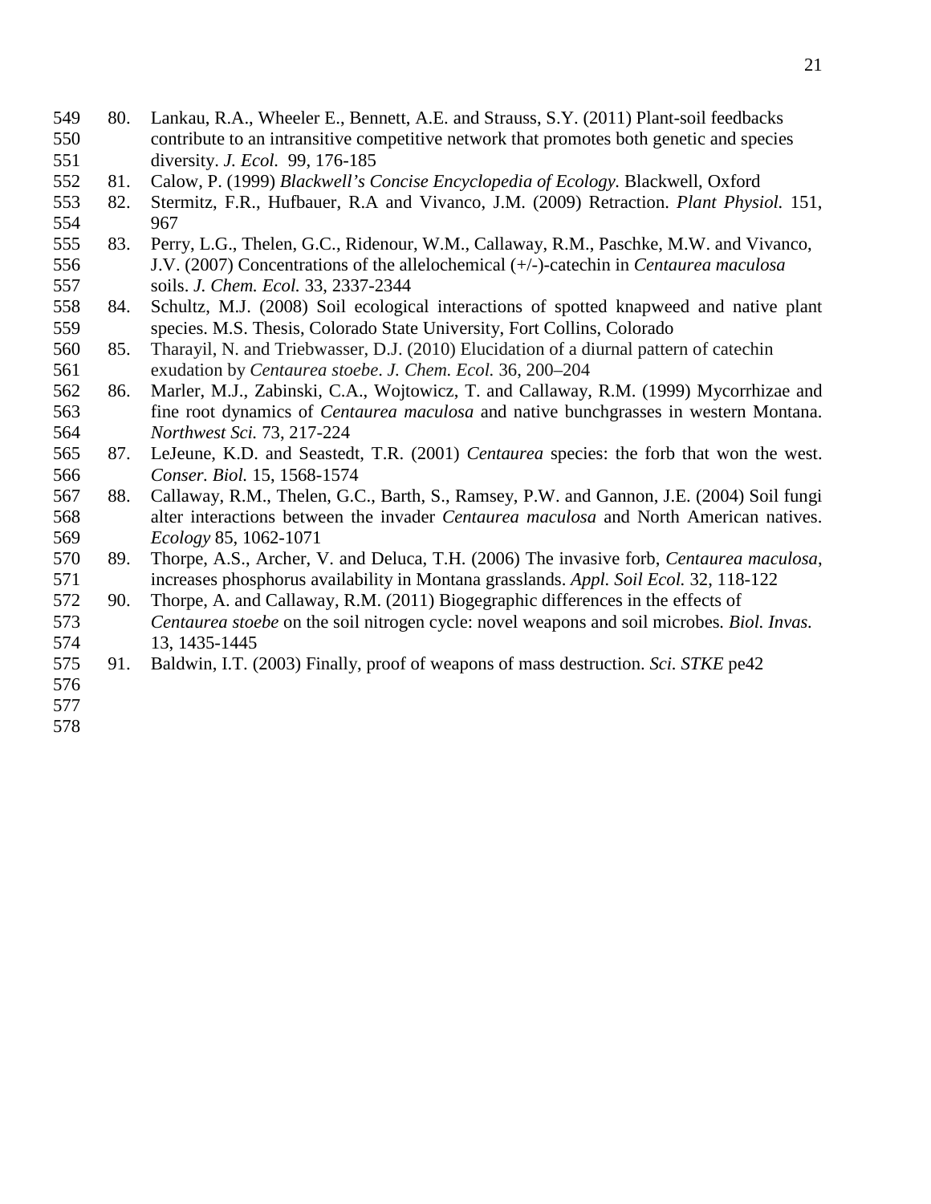80. Lankau, R.A., Wheeler E., Bennett, A.E. and Strauss, S.Y. (2011) Plant-soil feedbacks contribute to an intransitive competitive network that promotes both genetic and species diversity. *J. Ecol.* 99, 176-185
81. Calow, P. (1999) *Blackwell's Concise Encyclopedia of Ecology*. Blackwell, Oxford
82. Stermitz, F.R., Hufbauer, R.A and Vivanco, J.M. (2009) Retraction. *Plant Physiol.* 151, 967
83. Perry, L.G., Thelen, G.C., Ridenour, W.M., Callaway, R.M., Paschke, M.W. and Vivanco, J.V. (2007) Concentrations of the allelochemical (+/-)-catechin in *Centaurea maculosa* soils. *J. Chem. Ecol.* 33, 2337-2344
84. Schultz, M.J. (2008) Soil ecological interactions of spotted knapweed and native plant species. M.S. Thesis, Colorado State University, Fort Collins, Colorado
85. Tharayil, N. and Triebwasser, D.J. (2010) Elucidation of a diurnal pattern of catechin exudation by *Centaurea stoebe*. *J. Chem. Ecol.* 36, 200–204
86. Marler, M.J., Zabinski, C.A., Wojtowicz, T. and Callaway, R.M. (1999) Mycorrhizae and fine root dynamics of *Centaurea maculosa* and native bunchgrasses in western Montana. *Northwest Sci.* 73, 217-224
87. LeJeune, K.D. and Seastedt, T.R. (2001) *Centaurea* species: the forb that won the west. *Conser. Biol.* 15, 1568-1574
88. Callaway, R.M., Thelen, G.C., Barth, S., Ramsey, P.W. and Gannon, J.E. (2004) Soil fungi alter interactions between the invader *Centaurea maculosa* and North American natives. *Ecology* 85, 1062-1071
89. Thorpe, A.S., Archer, V. and Deluca, T.H. (2006) The invasive forb, *Centaurea maculosa*, increases phosphorus availability in Montana grasslands. *Appl. Soil Ecol.* 32, 118-122
90. Thorpe, A. and Callaway, R.M. (2011) Biogegraphic differences in the effects of *Centaurea stoebe* on the soil nitrogen cycle: novel weapons and soil microbes. *Biol. Invas.* 13, 1435-1445
91. Baldwin, I.T. (2003) Finally, proof of weapons of mass destruction. *Sci. STKE* pe42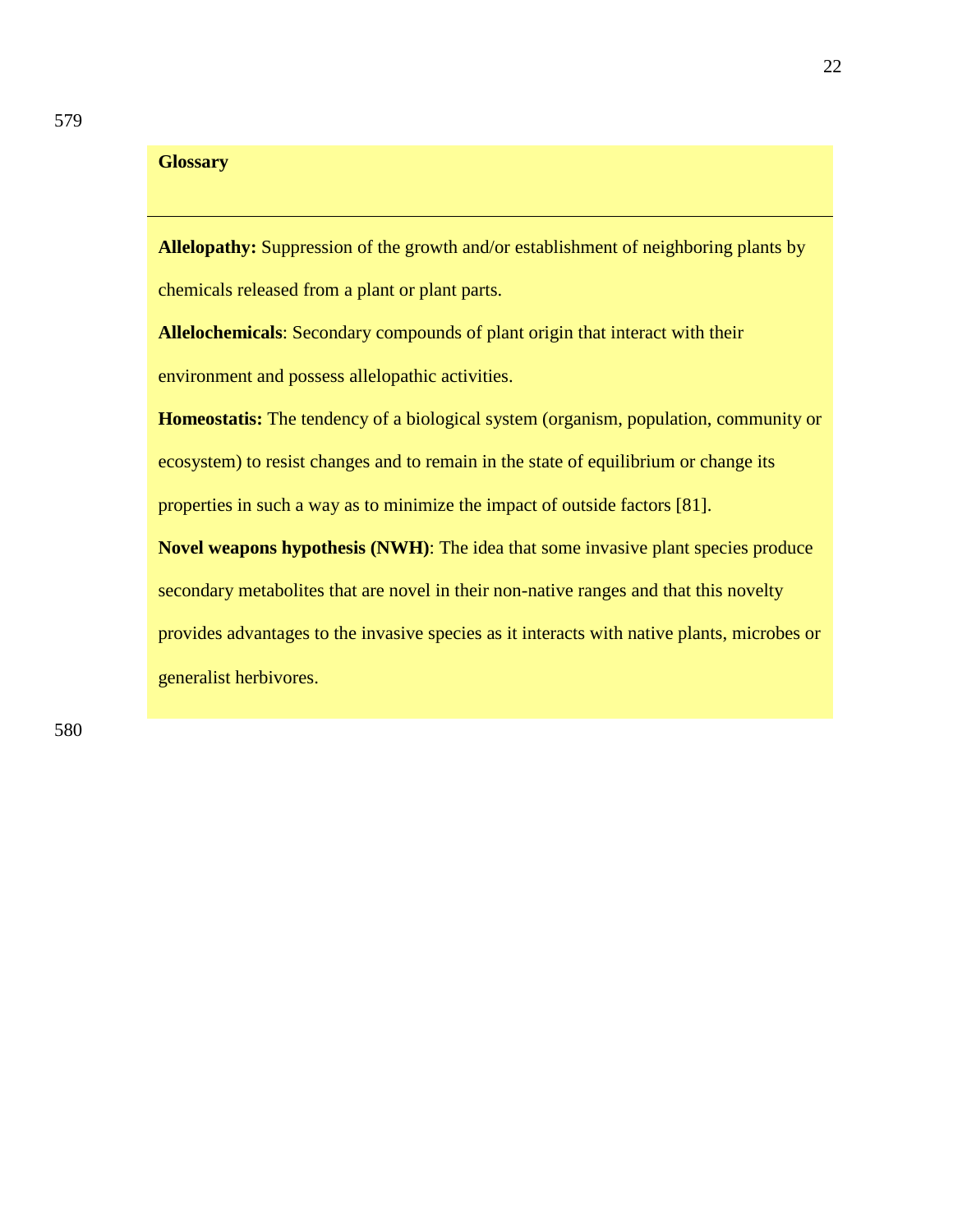## Glossary

**Allelopathy:** Suppression of the growth and/or establishment of neighboring plants by chemicals released from a plant or plant parts.

**Allelochemicals**: Secondary compounds of plant origin that interact with their environment and possess allelopathic activities.

**Homeostatis:** The tendency of a biological system (organism, population, community or ecosystem) to resist changes and to remain in the state of equilibrium or change its properties in such a way as to minimize the impact of outside factors [81].

**Novel weapons hypothesis (NWH)**: The idea that some invasive plant species produce secondary metabolites that are novel in their non-native ranges and that this novelty provides advantages to the invasive species as it interacts with native plants, microbes or generalist herbivores.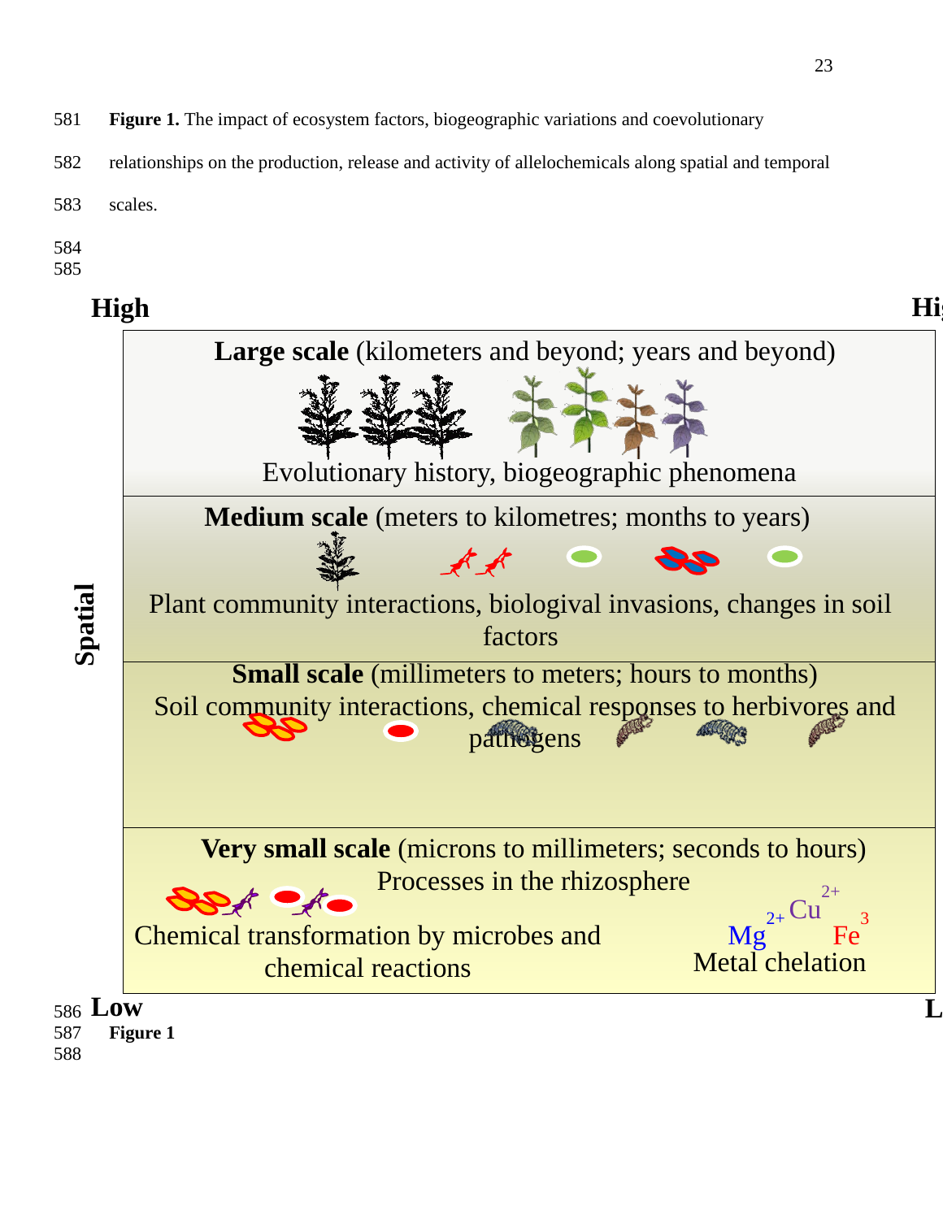**Figure 1.** The impact of ecosystem factors, biogeographic variations and coevolutionary relationships on the production, release and activity of allelochemicals along spatial and temporal scales.

**High** **Hi**

**Spatial**

**Large scale** (kilometers and beyond; years and beyond)

Evolutionary history, biogeographic phenomena

**Medium scale** (meters to kilometres; months to years)

Plant community interactions, biologival invasions, changes in soil factors

**Small scale** (millimeters to meters; hours to months)

Soil community interactions, chemical responses to herbivores and pathogens

**Very small scale** (microns to millimeters; seconds to hours)

Processes in the rhizosphere

Chemical transformation by microbes and chemical reactions

$Mg^{2+}$ $Cu^{2+}$ $Fe^{3}$

Metal chelation

**Low** **L**

**Figure 1**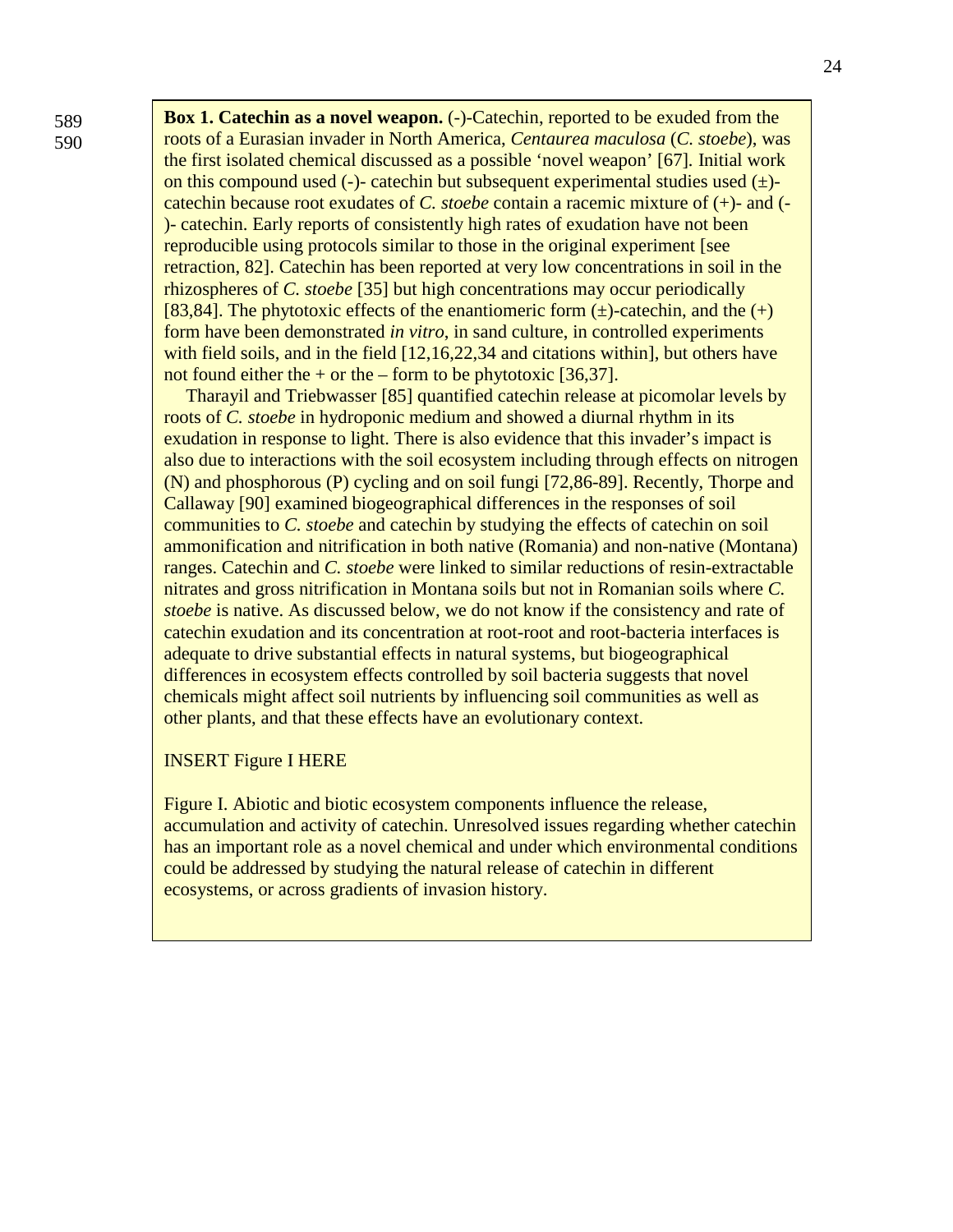**Box 1. Catechin as a novel weapon.** (-)-Catechin, reported to be exuded from the roots of a Eurasian invader in North America, *Centaurea maculosa* (*C. stoebe*), was the first isolated chemical discussed as a possible 'novel weapon' [67]. Initial work on this compound used (-)- catechin but subsequent experimental studies used (±)-catechin because root exudates of *C. stoebe* contain a racemic mixture of (+)- and (-)- catechin. Early reports of consistently high rates of exudation have not been reproducible using protocols similar to those in the original experiment [see retraction, 82]. Catechin has been reported at very low concentrations in soil in the rhizospheres of *C. stoebe* [35] but high concentrations may occur periodically [83,84]. The phytotoxic effects of the enantiomeric form (±)-catechin, and the (+) form have been demonstrated *in vitro*, in sand culture, in controlled experiments with field soils, and in the field [12,16,22,34 and citations within], but others have not found either the + or the – form to be phytotoxic [36,37].

Tharayil and Triebwasser [85] quantified catechin release at picomolar levels by roots of *C. stoebe* in hydroponic medium and showed a diurnal rhythm in its exudation in response to light. There is also evidence that this invader's impact is also due to interactions with the soil ecosystem including through effects on nitrogen (N) and phosphorous (P) cycling and on soil fungi [72,86-89]. Recently, Thorpe and Callaway [90] examined biogeographical differences in the responses of soil communities to *C. stoebe* and catechin by studying the effects of catechin on soil ammonification and nitrification in both native (Romania) and non-native (Montana) ranges. Catechin and *C. stoebe* were linked to similar reductions of resin-extractable nitrates and gross nitrification in Montana soils but not in Romanian soils where *C. stoebe* is native. As discussed below, we do not know if the consistency and rate of catechin exudation and its concentration at root-root and root-bacteria interfaces is adequate to drive substantial effects in natural systems, but biogeographical differences in ecosystem effects controlled by soil bacteria suggests that novel chemicals might affect soil nutrients by influencing soil communities as well as other plants, and that these effects have an evolutionary context.

INSERT Figure I HERE

Figure I. Abiotic and biotic ecosystem components influence the release, accumulation and activity of catechin. Unresolved issues regarding whether catechin has an important role as a novel chemical and under which environmental conditions could be addressed by studying the natural release of catechin in different ecosystems, or across gradients of invasion history.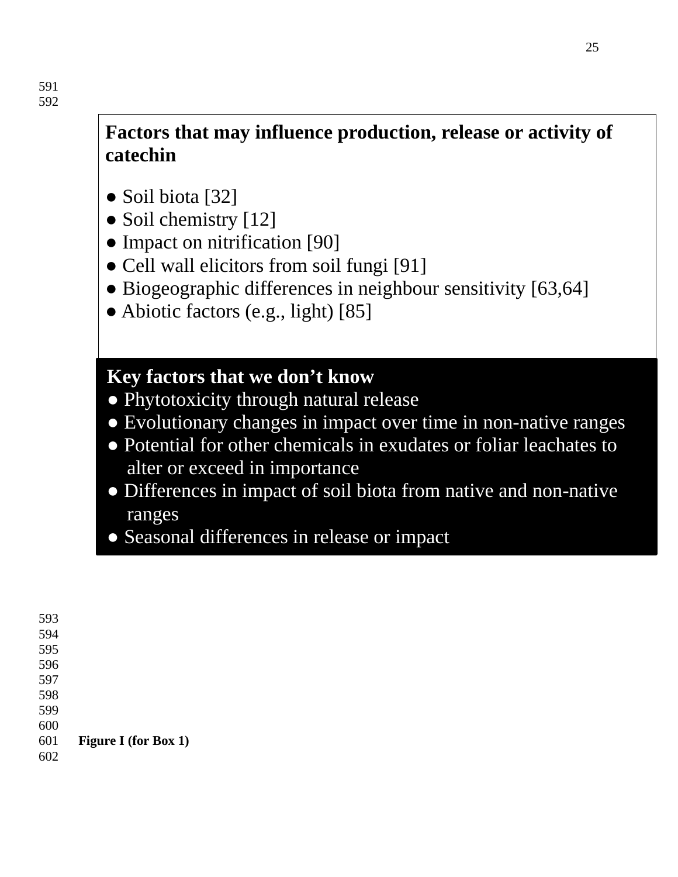**Factors that may influence production, release or activity of catechin**

- Soil biota [32]
- Soil chemistry [12]
- Impact on nitrification [90]
- Cell wall elicitors from soil fungi [91]
- Biogeographic differences in neighbour sensitivity [63,64]
- Abiotic factors (e.g., light) [85]

**Key factors that we don't know**

- Phytotoxicity through natural release
- Evolutionary changes in impact over time in non-native ranges
- Potential for other chemicals in exudates or foliar leachates to alter or exceed in importance
- Differences in impact of soil biota from native and non-native ranges
- Seasonal differences in release or impact

**Figure I (for Box 1)**